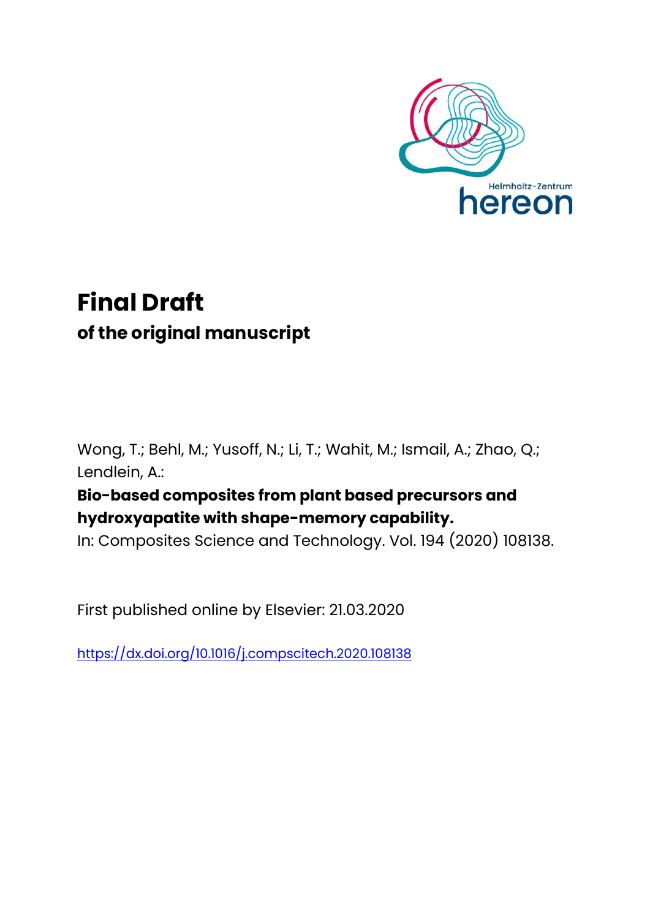Helmholtz-Zentrum

hereon

# Final Draft

## of the original manuscript

Wong, T.; Behl, M.; Yusoff, N.; Li, T.; Wahit, M.; Ismail, A.; Zhao, Q.; Lendlein, A.:

**Bio-based composites from plant based precursors and hydroxyapatite with shape-memory capability.**

In: Composites Science and Technology. Vol. 194 (2020) 108138.

First published online by Elsevier: 21.03.2020

https://dx.doi.org/10.1016/j.compscitech.2020.108138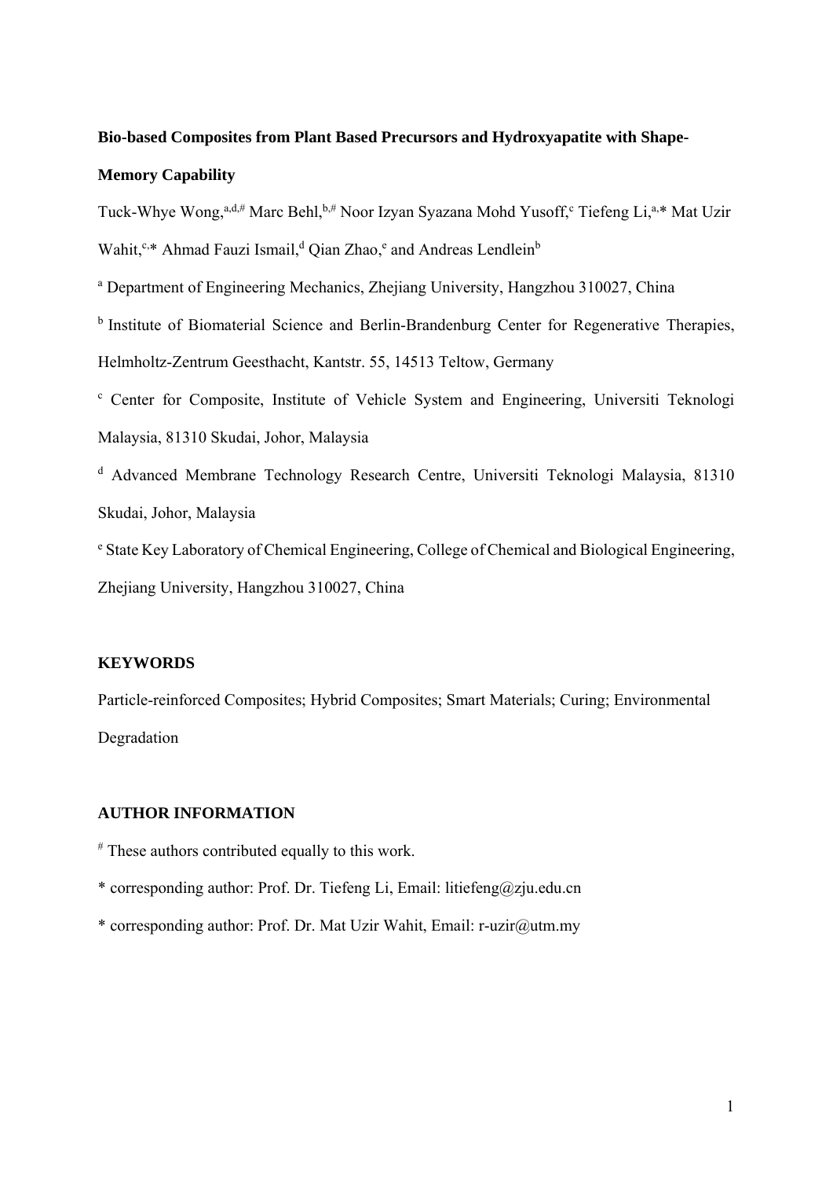**Bio-based Composites from Plant Based Precursors and Hydroxyapatite with Shape-Memory Capability**

Tuck-Whye Wong,[a,d,#] Marc Behl,[b,#] Noor Izyan Syazana Mohd Yusoff,[c] Tiefeng Li,[a,]* Mat Uzir Wahit,[c,]* Ahmad Fauzi Ismail,[d] Qian Zhao,[e] and Andreas Lendlein[b]

[a] Department of Engineering Mechanics, Zhejiang University, Hangzhou 310027, China

[b] Institute of Biomaterial Science and Berlin-Brandenburg Center for Regenerative Therapies, Helmholtz-Zentrum Geesthacht, Kantstr. 55, 14513 Teltow, Germany

[c] Center for Composite, Institute of Vehicle System and Engineering, Universiti Teknologi Malaysia, 81310 Skudai, Johor, Malaysia

[d] Advanced Membrane Technology Research Centre, Universiti Teknologi Malaysia, 81310 Skudai, Johor, Malaysia

[e] State Key Laboratory of Chemical Engineering, College of Chemical and Biological Engineering, Zhejiang University, Hangzhou 310027, China

**KEYWORDS**

Particle-reinforced Composites; Hybrid Composites; Smart Materials; Curing; Environmental Degradation

**AUTHOR INFORMATION**

[#] These authors contributed equally to this work.

* corresponding author: Prof. Dr. Tiefeng Li, Email: litiefeng@zju.edu.cn

* corresponding author: Prof. Dr. Mat Uzir Wahit, Email: r-uzir@utm.my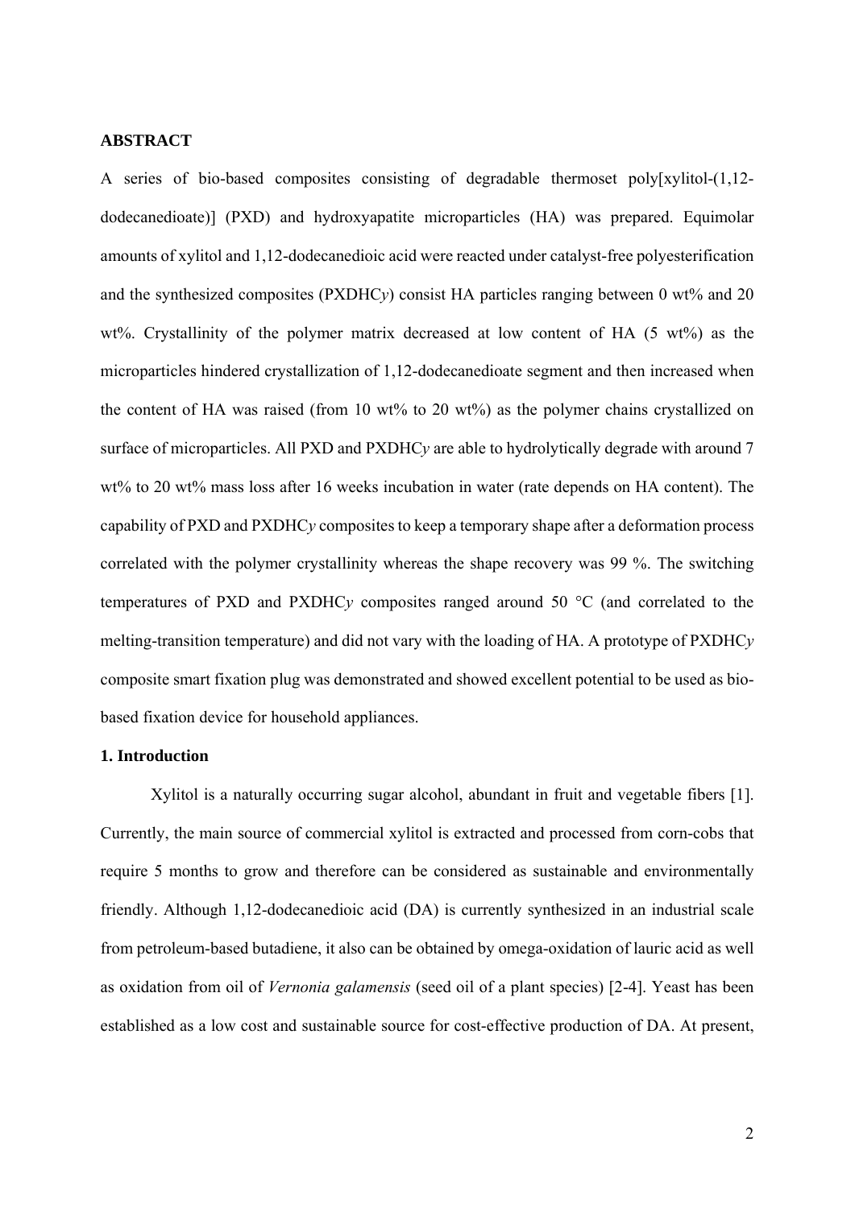## ABSTRACT

A series of bio-based composites consisting of degradable thermoset poly[xylitol-(1,12-dodecanedioate)] (PXD) and hydroxyapatite microparticles (HA) was prepared. Equimolar amounts of xylitol and 1,12-dodecanedioic acid were reacted under catalyst-free polyesterification and the synthesized composites (PXDHC*y*) consist HA particles ranging between 0 wt% and 20 wt%. Crystallinity of the polymer matrix decreased at low content of HA (5 wt%) as the microparticles hindered crystallization of 1,12-dodecanedioate segment and then increased when the content of HA was raised (from 10 wt% to 20 wt%) as the polymer chains crystallized on surface of microparticles. All PXD and PXDHC*y* are able to hydrolytically degrade with around 7 wt% to 20 wt% mass loss after 16 weeks incubation in water (rate depends on HA content). The capability of PXD and PXDHC*y* composites to keep a temporary shape after a deformation process correlated with the polymer crystallinity whereas the shape recovery was 99 %. The switching temperatures of PXD and PXDHC*y* composites ranged around 50 °C (and correlated to the melting-transition temperature) and did not vary with the loading of HA. A prototype of PXDHC*y* composite smart fixation plug was demonstrated and showed excellent potential to be used as bio-based fixation device for household appliances.

## 1. Introduction

Xylitol is a naturally occurring sugar alcohol, abundant in fruit and vegetable fibers [1]. Currently, the main source of commercial xylitol is extracted and processed from corn-cobs that require 5 months to grow and therefore can be considered as sustainable and environmentally friendly. Although 1,12-dodecanedioic acid (DA) is currently synthesized in an industrial scale from petroleum-based butadiene, it also can be obtained by omega-oxidation of lauric acid as well as oxidation from oil of *Vernonia galamensis* (seed oil of a plant species) [2-4]. Yeast has been established as a low cost and sustainable source for cost-effective production of DA. At present,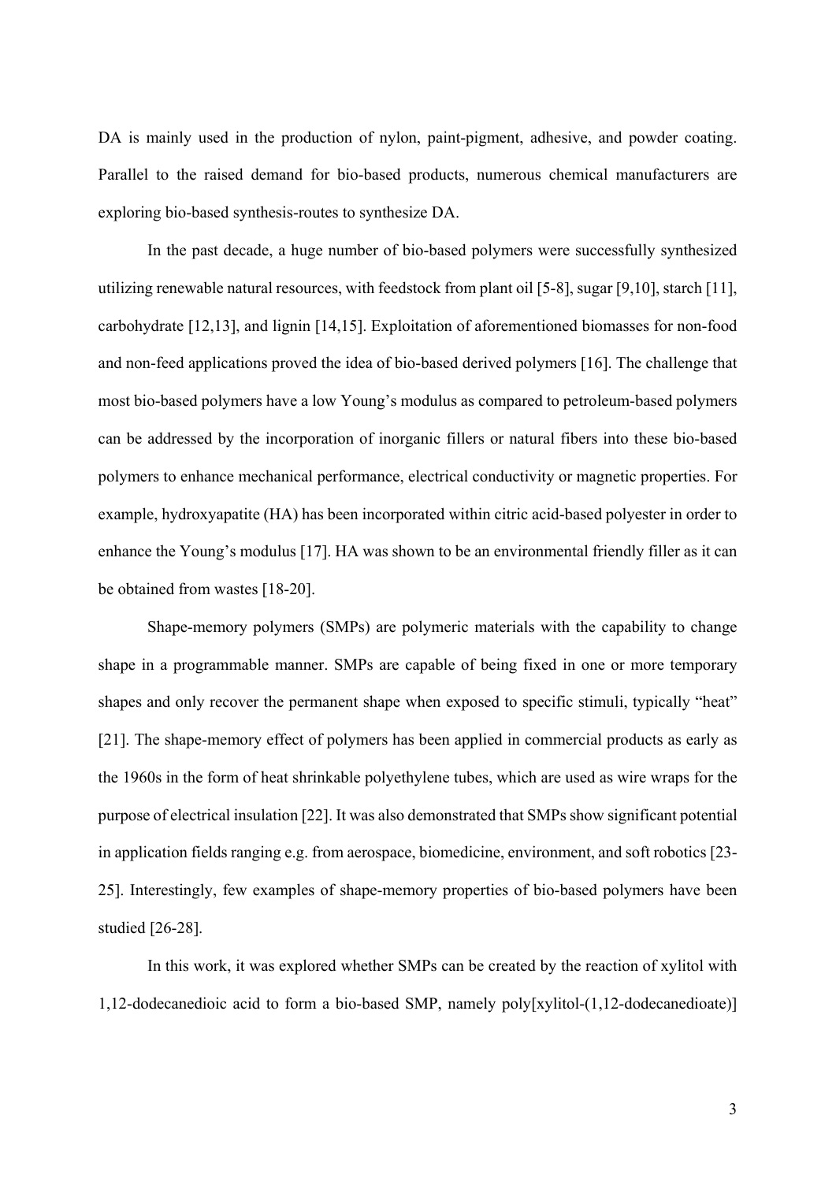DA is mainly used in the production of nylon, paint-pigment, adhesive, and powder coating. Parallel to the raised demand for bio-based products, numerous chemical manufacturers are exploring bio-based synthesis-routes to synthesize DA.

In the past decade, a huge number of bio-based polymers were successfully synthesized utilizing renewable natural resources, with feedstock from plant oil [5-8], sugar [9,10], starch [11], carbohydrate [12,13], and lignin [14,15]. Exploitation of aforementioned biomasses for non-food and non-feed applications proved the idea of bio-based derived polymers [16]. The challenge that most bio-based polymers have a low Young's modulus as compared to petroleum-based polymers can be addressed by the incorporation of inorganic fillers or natural fibers into these bio-based polymers to enhance mechanical performance, electrical conductivity or magnetic properties. For example, hydroxyapatite (HA) has been incorporated within citric acid-based polyester in order to enhance the Young's modulus [17]. HA was shown to be an environmental friendly filler as it can be obtained from wastes [18-20].

Shape-memory polymers (SMPs) are polymeric materials with the capability to change shape in a programmable manner. SMPs are capable of being fixed in one or more temporary shapes and only recover the permanent shape when exposed to specific stimuli, typically "heat" [21]. The shape-memory effect of polymers has been applied in commercial products as early as the 1960s in the form of heat shrinkable polyethylene tubes, which are used as wire wraps for the purpose of electrical insulation [22]. It was also demonstrated that SMPs show significant potential in application fields ranging e.g. from aerospace, biomedicine, environment, and soft robotics [23-25]. Interestingly, few examples of shape-memory properties of bio-based polymers have been studied [26-28].

In this work, it was explored whether SMPs can be created by the reaction of xylitol with 1,12-dodecanedioic acid to form a bio-based SMP, namely poly[xylitol-(1,12-dodecanedioate)]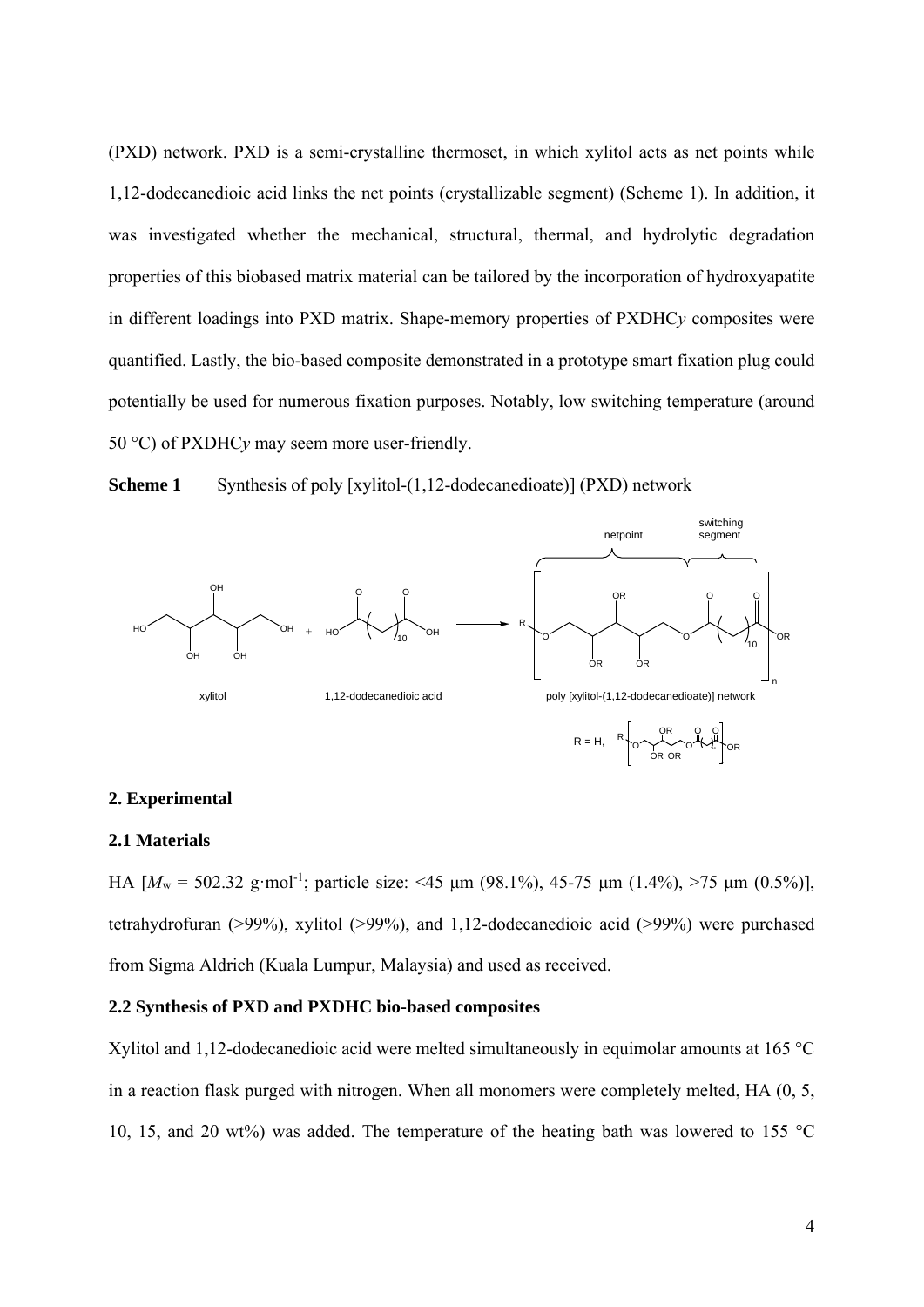(PXD) network. PXD is a semi-crystalline thermoset, in which xylitol acts as net points while 1,12-dodecanedioic acid links the net points (crystallizable segment) (Scheme 1). In addition, it was investigated whether the mechanical, structural, thermal, and hydrolytic degradation properties of this biobased matrix material can be tailored by the incorporation of hydroxyapatite in different loadings into PXD matrix. Shape-memory properties of PXDHC*y* composites were quantified. Lastly, the bio-based composite demonstrated in a prototype smart fixation plug could potentially be used for numerous fixation purposes. Notably, low switching temperature (around 50 °C) of PXDHC*y* may seem more user-friendly.

**Scheme 1** Synthesis of poly [xylitol-(1,12-dodecanedioate)] (PXD) network

## 2. Experimental

### 2.1 Materials

HA [$M_w$ = 502.32 g·mol$^{-1}$; particle size: <45 μm (98.1%), 45-75 μm (1.4%), >75 μm (0.5%)], tetrahydrofuran (>99%), xylitol (>99%), and 1,12-dodecanedioic acid (>99%) were purchased from Sigma Aldrich (Kuala Lumpur, Malaysia) and used as received.

### 2.2 Synthesis of PXD and PXDHC bio-based composites

Xylitol and 1,12-dodecanedioic acid were melted simultaneously in equimolar amounts at 165 °C in a reaction flask purged with nitrogen. When all monomers were completely melted, HA (0, 5, 10, 15, and 20 wt%) was added. The temperature of the heating bath was lowered to 155 °C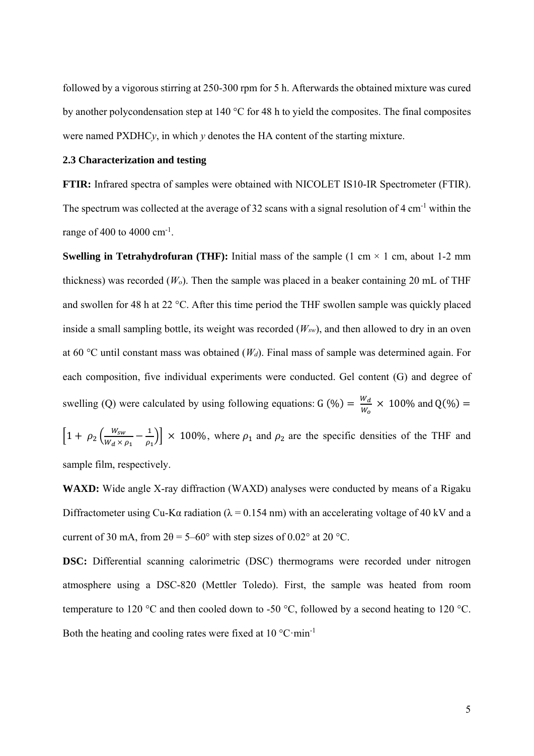followed by a vigorous stirring at 250-300 rpm for 5 h. Afterwards the obtained mixture was cured by another polycondensation step at 140 °C for 48 h to yield the composites. The final composites were named PXDHC*y*, in which *y* denotes the HA content of the starting mixture.

### 2.3 Characterization and testing

**FTIR:** Infrared spectra of samples were obtained with NICOLET IS10-IR Spectrometer (FTIR). The spectrum was collected at the average of 32 scans with a signal resolution of 4 $cm^{-1}$ within the range of 400 to 4000 $cm^{-1}$.

**Swelling in Tetrahydrofuran (THF):** Initial mass of the sample (1 cm × 1 cm, about 1-2 mm thickness) was recorded ($W_o$). Then the sample was placed in a beaker containing 20 mL of THF and swollen for 48 h at 22 °C. After this time period the THF swollen sample was quickly placed inside a small sampling bottle, its weight was recorded ($W_{sw}$), and then allowed to dry in an oven at 60 °C until constant mass was obtained ($W_d$). Final mass of sample was determined again. For each composition, five individual experiments were conducted. Gel content (G) and degree of swelling (Q) were calculated by using following equations: $\mathrm{G}\,(\%) = \frac{W_d}{W_o} \times 100\%$ and $\mathrm{Q}(\%) = \left[1 + \rho_2 \left(\frac{W_{sw}}{W_d \times \rho_1} - \frac{1}{\rho_1}\right)\right] \times 100\%$, where $\rho_1$ and $\rho_2$ are the specific densities of the THF and sample film, respectively.

**WAXD:** Wide angle X-ray diffraction (WAXD) analyses were conducted by means of a Rigaku Diffractometer using Cu-Kα radiation ($\lambda = 0.154$ nm) with an accelerating voltage of 40 kV and a current of 30 mA, from $2\theta = 5$–$60°$ with step sizes of 0.02° at 20 °C.

**DSC:** Differential scanning calorimetric (DSC) thermograms were recorded under nitrogen atmosphere using a DSC-820 (Mettler Toledo). First, the sample was heated from room temperature to 120 °C and then cooled down to -50 °C, followed by a second heating to 120 °C. Both the heating and cooling rates were fixed at 10 °C·$min^{-1}$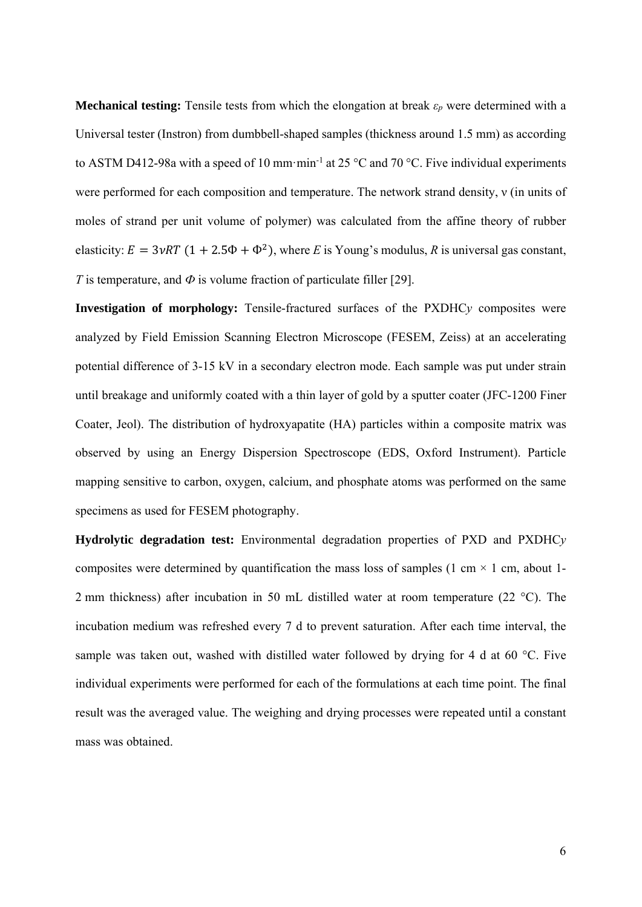**Mechanical testing:** Tensile tests from which the elongation at break $\varepsilon_p$ were determined with a Universal tester (Instron) from dumbbell-shaped samples (thickness around 1.5 mm) as according to ASTM D412-98a with a speed of 10 mm·min$^{-1}$ at 25 °C and 70 °C. Five individual experiments were performed for each composition and temperature. The network strand density, ν (in units of moles of strand per unit volume of polymer) was calculated from the affine theory of rubber elasticity: $E = 3\nu RT\ (1 + 2.5\Phi + \Phi^2)$, where $E$ is Young's modulus, $R$ is universal gas constant, $T$ is temperature, and $\Phi$ is volume fraction of particulate filler [29].

**Investigation of morphology:** Tensile-fractured surfaces of the PXDHC*y* composites were analyzed by Field Emission Scanning Electron Microscope (FESEM, Zeiss) at an accelerating potential difference of 3-15 kV in a secondary electron mode. Each sample was put under strain until breakage and uniformly coated with a thin layer of gold by a sputter coater (JFC-1200 Finer Coater, Jeol). The distribution of hydroxyapatite (HA) particles within a composite matrix was observed by using an Energy Dispersion Spectroscope (EDS, Oxford Instrument). Particle mapping sensitive to carbon, oxygen, calcium, and phosphate atoms was performed on the same specimens as used for FESEM photography.

**Hydrolytic degradation test:** Environmental degradation properties of PXD and PXDHC*y* composites were determined by quantification the mass loss of samples (1 cm × 1 cm, about 1-2 mm thickness) after incubation in 50 mL distilled water at room temperature (22 °C). The incubation medium was refreshed every 7 d to prevent saturation. After each time interval, the sample was taken out, washed with distilled water followed by drying for 4 d at 60 °C. Five individual experiments were performed for each of the formulations at each time point. The final result was the averaged value. The weighing and drying processes were repeated until a constant mass was obtained.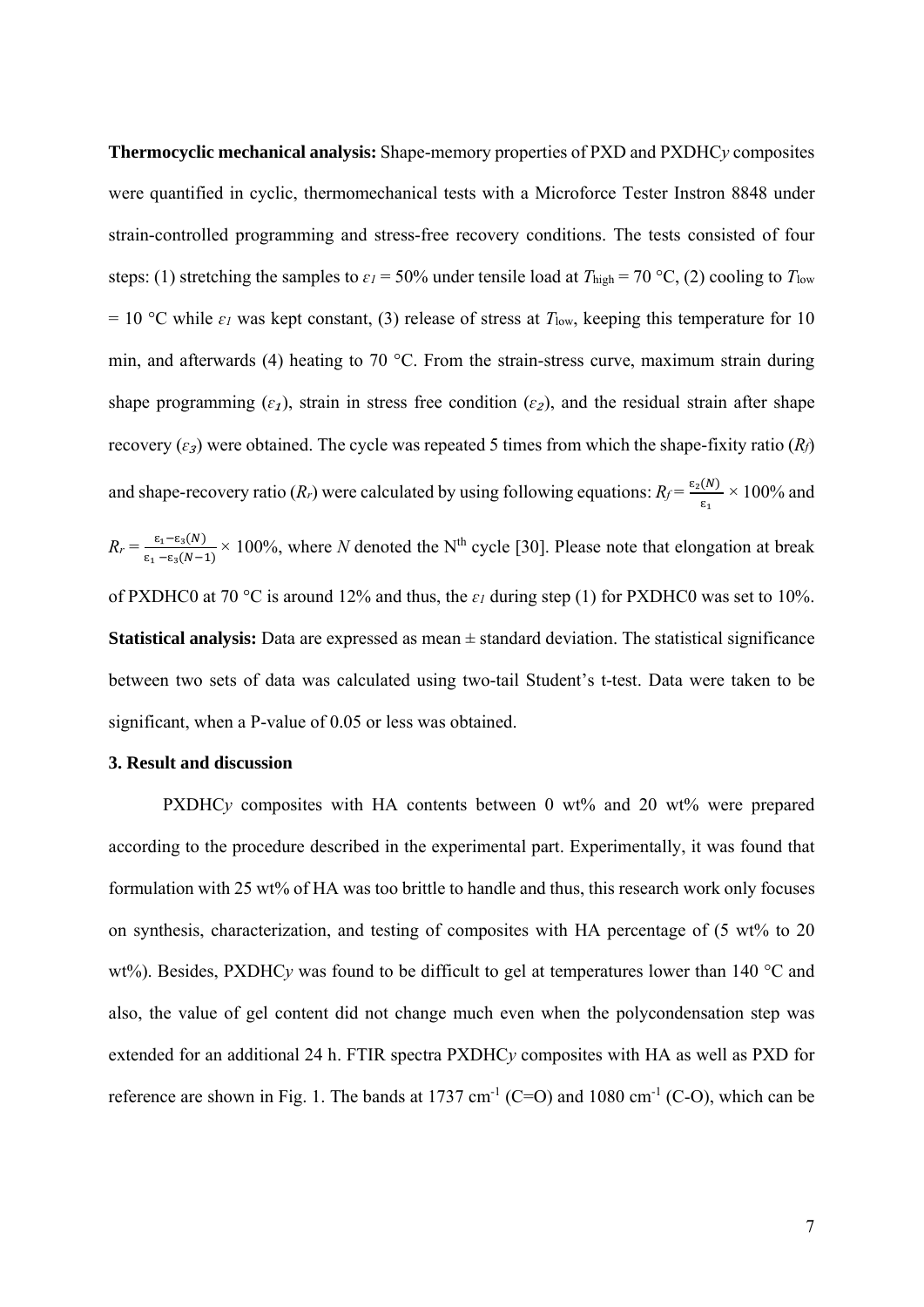**Thermocyclic mechanical analysis:** Shape-memory properties of PXD and PXDHC*y* composites were quantified in cyclic, thermomechanical tests with a Microforce Tester Instron 8848 under strain-controlled programming and stress-free recovery conditions. The tests consisted of four steps: (1) stretching the samples to $\varepsilon_1 = 50\%$ under tensile load at $T_{high} = 70$ °C, (2) cooling to $T_{low} = 10$ °C while $\varepsilon_1$ was kept constant, (3) release of stress at $T_{low}$, keeping this temperature for 10 min, and afterwards (4) heating to 70 °C. From the strain-stress curve, maximum strain during shape programming ($\varepsilon_1$), strain in stress free condition ($\varepsilon_2$), and the residual strain after shape recovery ($\varepsilon_3$) were obtained. The cycle was repeated 5 times from which the shape-fixity ratio ($R_f$) and shape-recovery ratio ($R_r$) were calculated by using following equations: $R_f = \frac{\varepsilon_2(N)}{\varepsilon_1} \times 100\%$ and $R_r = \frac{\varepsilon_1 - \varepsilon_3(N)}{\varepsilon_1 - \varepsilon_3(N-1)} \times 100\%$, where $N$ denoted the N$^{th}$ cycle [30]. Please note that elongation at break of PXDHC0 at 70 °C is around 12% and thus, the $\varepsilon_1$ during step (1) for PXDHC0 was set to 10%.

**Statistical analysis:** Data are expressed as mean ± standard deviation. The statistical significance between two sets of data was calculated using two-tail Student's t-test. Data were taken to be significant, when a P-value of 0.05 or less was obtained.

### 3. Result and discussion

PXDHC*y* composites with HA contents between 0 wt% and 20 wt% were prepared according to the procedure described in the experimental part. Experimentally, it was found that formulation with 25 wt% of HA was too brittle to handle and thus, this research work only focuses on synthesis, characterization, and testing of composites with HA percentage of (5 wt% to 20 wt%). Besides, PXDHC*y* was found to be difficult to gel at temperatures lower than 140 °C and also, the value of gel content did not change much even when the polycondensation step was extended for an additional 24 h. FTIR spectra PXDHC*y* composites with HA as well as PXD for reference are shown in Fig. 1. The bands at 1737 cm$^{-1}$ (C=O) and 1080 cm$^{-1}$ (C-O), which can be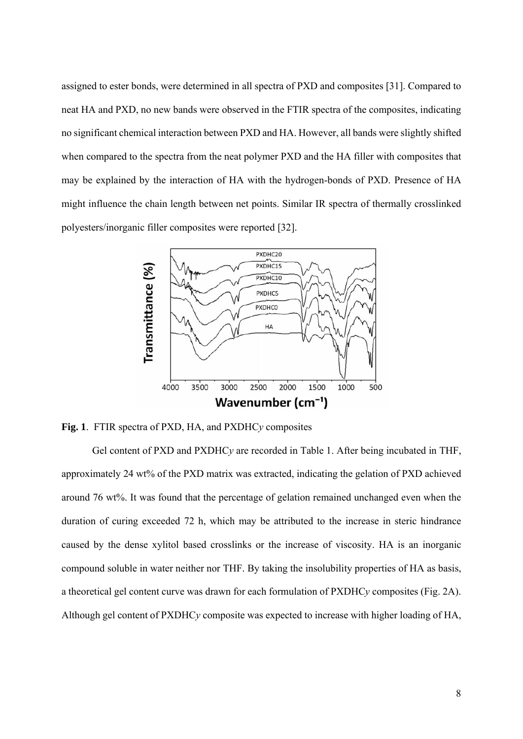assigned to ester bonds, were determined in all spectra of PXD and composites [31]. Compared to neat HA and PXD, no new bands were observed in the FTIR spectra of the composites, indicating no significant chemical interaction between PXD and HA. However, all bands were slightly shifted when compared to the spectra from the neat polymer PXD and the HA filler with composites that may be explained by the interaction of HA with the hydrogen-bonds of PXD. Presence of HA might influence the chain length between net points. Similar IR spectra of thermally crosslinked polyesters/inorganic filler composites were reported [32].

**Fig. 1**. FTIR spectra of PXD, HA, and PXDHC*y* composites

Gel content of PXD and PXDHC*y* are recorded in Table 1. After being incubated in THF, approximately 24 wt% of the PXD matrix was extracted, indicating the gelation of PXD achieved around 76 wt%. It was found that the percentage of gelation remained unchanged even when the duration of curing exceeded 72 h, which may be attributed to the increase in steric hindrance caused by the dense xylitol based crosslinks or the increase of viscosity. HA is an inorganic compound soluble in water neither nor THF. By taking the insolubility properties of HA as basis, a theoretical gel content curve was drawn for each formulation of PXDHC*y* composites (Fig. 2A). Although gel content of PXDHC*y* composite was expected to increase with higher loading of HA,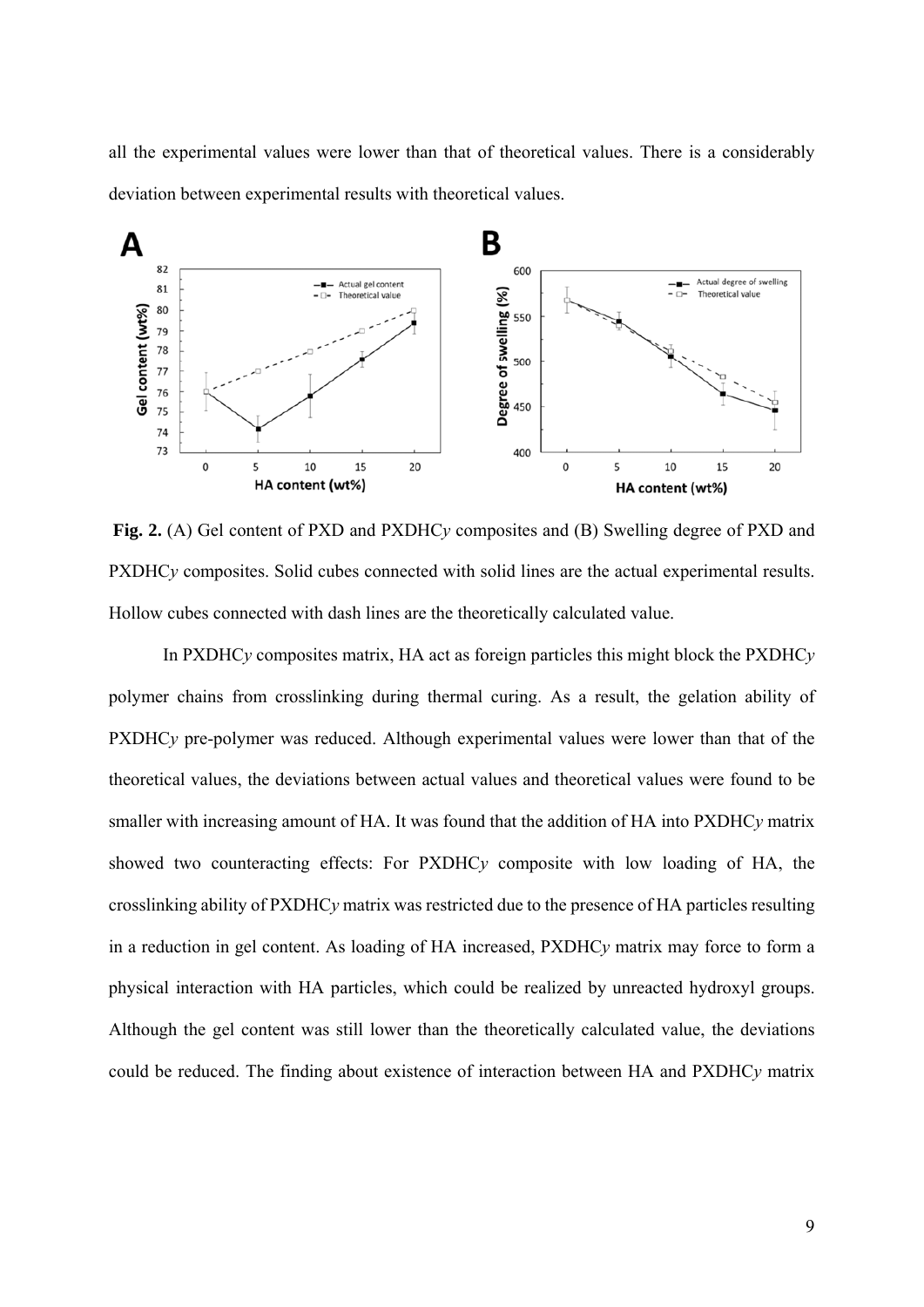all the experimental values were lower than that of theoretical values. There is a considerably deviation between experimental results with theoretical values.

**Fig. 2.** (A) Gel content of PXD and PXDHC*y* composites and (B) Swelling degree of PXD and PXDHC*y* composites. Solid cubes connected with solid lines are the actual experimental results. Hollow cubes connected with dash lines are the theoretically calculated value.

In PXDHC*y* composites matrix, HA act as foreign particles this might block the PXDHC*y* polymer chains from crosslinking during thermal curing. As a result, the gelation ability of PXDHC*y* pre-polymer was reduced. Although experimental values were lower than that of the theoretical values, the deviations between actual values and theoretical values were found to be smaller with increasing amount of HA. It was found that the addition of HA into PXDHC*y* matrix showed two counteracting effects: For PXDHC*y* composite with low loading of HA, the crosslinking ability of PXDHC*y* matrix was restricted due to the presence of HA particles resulting in a reduction in gel content. As loading of HA increased, PXDHC*y* matrix may force to form a physical interaction with HA particles, which could be realized by unreacted hydroxyl groups. Although the gel content was still lower than the theoretically calculated value, the deviations could be reduced. The finding about existence of interaction between HA and PXDHC*y* matrix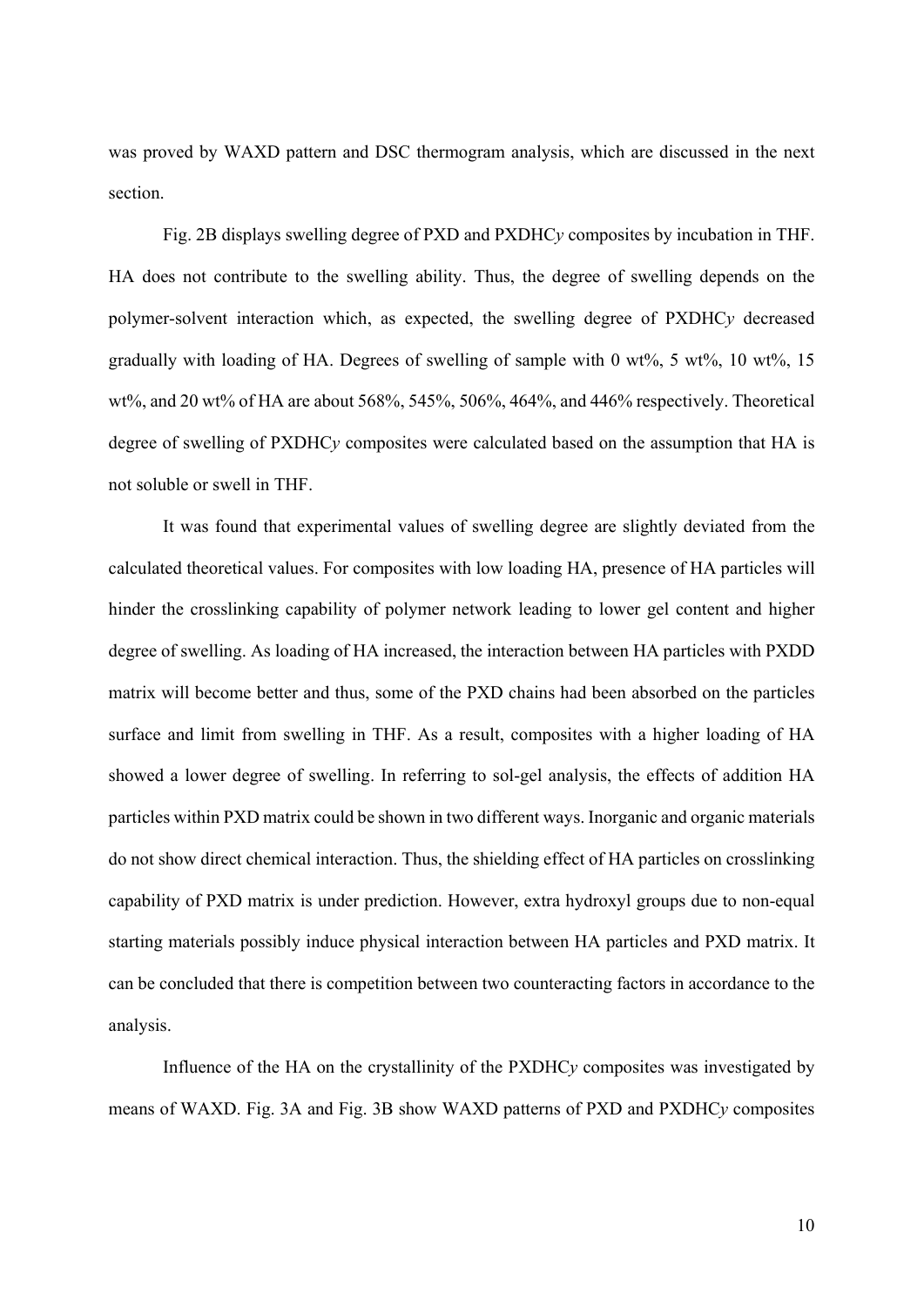was proved by WAXD pattern and DSC thermogram analysis, which are discussed in the next section.

Fig. 2B displays swelling degree of PXD and PXDHC*y* composites by incubation in THF. HA does not contribute to the swelling ability. Thus, the degree of swelling depends on the polymer-solvent interaction which, as expected, the swelling degree of PXDHC*y* decreased gradually with loading of HA. Degrees of swelling of sample with 0 wt%, 5 wt%, 10 wt%, 15 wt%, and 20 wt% of HA are about 568%, 545%, 506%, 464%, and 446% respectively. Theoretical degree of swelling of PXDHC*y* composites were calculated based on the assumption that HA is not soluble or swell in THF.

It was found that experimental values of swelling degree are slightly deviated from the calculated theoretical values. For composites with low loading HA, presence of HA particles will hinder the crosslinking capability of polymer network leading to lower gel content and higher degree of swelling. As loading of HA increased, the interaction between HA particles with PXDD matrix will become better and thus, some of the PXD chains had been absorbed on the particles surface and limit from swelling in THF. As a result, composites with a higher loading of HA showed a lower degree of swelling. In referring to sol-gel analysis, the effects of addition HA particles within PXD matrix could be shown in two different ways. Inorganic and organic materials do not show direct chemical interaction. Thus, the shielding effect of HA particles on crosslinking capability of PXD matrix is under prediction. However, extra hydroxyl groups due to non-equal starting materials possibly induce physical interaction between HA particles and PXD matrix. It can be concluded that there is competition between two counteracting factors in accordance to the analysis.

Influence of the HA on the crystallinity of the PXDHC*y* composites was investigated by means of WAXD. Fig. 3A and Fig. 3B show WAXD patterns of PXD and PXDHC*y* composites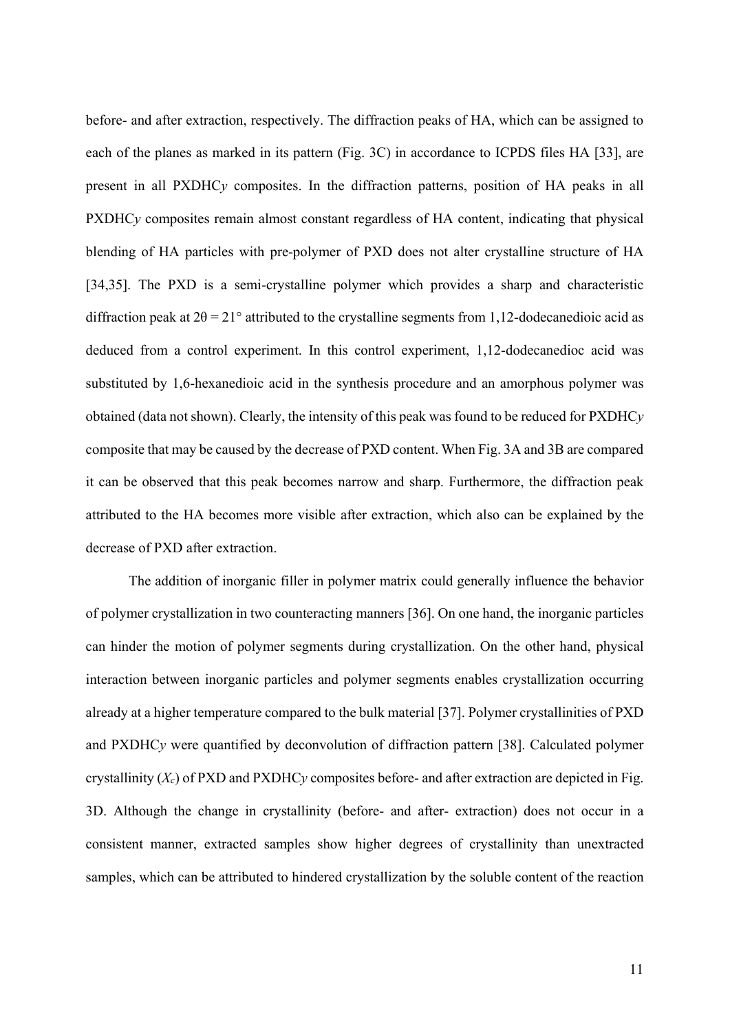before- and after extraction, respectively. The diffraction peaks of HA, which can be assigned to each of the planes as marked in its pattern (Fig. 3C) in accordance to ICPDS files HA [33], are present in all PXDHC*y* composites. In the diffraction patterns, position of HA peaks in all PXDHC*y* composites remain almost constant regardless of HA content, indicating that physical blending of HA particles with pre-polymer of PXD does not alter crystalline structure of HA [34,35]. The PXD is a semi-crystalline polymer which provides a sharp and characteristic diffraction peak at $2\theta = 21°$ attributed to the crystalline segments from 1,12-dodecanedioic acid as deduced from a control experiment. In this control experiment, 1,12-dodecanedioc acid was substituted by 1,6-hexanedioic acid in the synthesis procedure and an amorphous polymer was obtained (data not shown). Clearly, the intensity of this peak was found to be reduced for PXDHC*y* composite that may be caused by the decrease of PXD content. When Fig. 3A and 3B are compared it can be observed that this peak becomes narrow and sharp. Furthermore, the diffraction peak attributed to the HA becomes more visible after extraction, which also can be explained by the decrease of PXD after extraction.

The addition of inorganic filler in polymer matrix could generally influence the behavior of polymer crystallization in two counteracting manners [36]. On one hand, the inorganic particles can hinder the motion of polymer segments during crystallization. On the other hand, physical interaction between inorganic particles and polymer segments enables crystallization occurring already at a higher temperature compared to the bulk material [37]. Polymer crystallinities of PXD and PXDHC*y* were quantified by deconvolution of diffraction pattern [38]. Calculated polymer crystallinity ($X_c$) of PXD and PXDHC*y* composites before- and after extraction are depicted in Fig. 3D. Although the change in crystallinity (before- and after- extraction) does not occur in a consistent manner, extracted samples show higher degrees of crystallinity than unextracted samples, which can be attributed to hindered crystallization by the soluble content of the reaction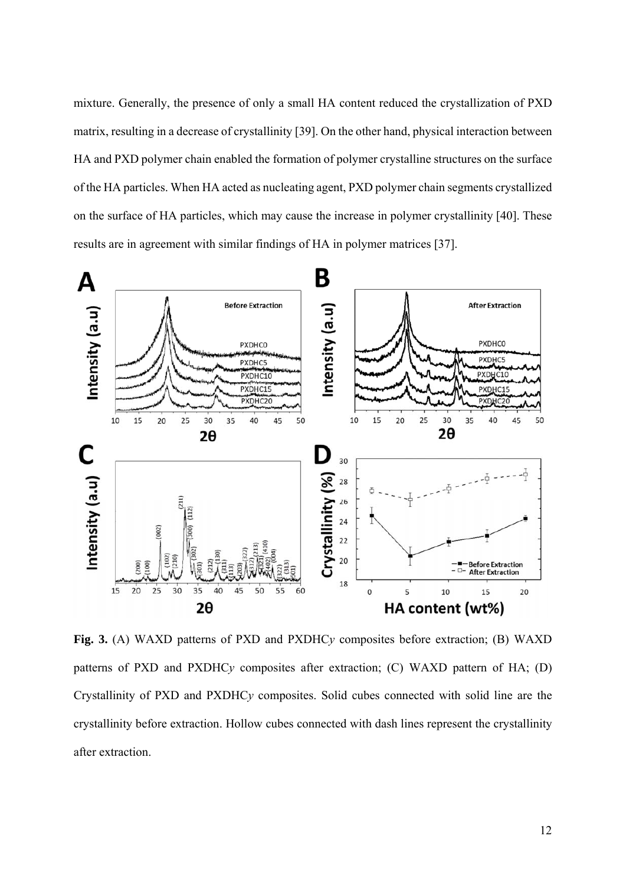mixture. Generally, the presence of only a small HA content reduced the crystallization of PXD matrix, resulting in a decrease of crystallinity [39]. On the other hand, physical interaction between HA and PXD polymer chain enabled the formation of polymer crystalline structures on the surface of the HA particles. When HA acted as nucleating agent, PXD polymer chain segments crystallized on the surface of HA particles, which may cause the increase in polymer crystallinity [40]. These results are in agreement with similar findings of HA in polymer matrices [37].

**Fig. 3.** (A) WAXD patterns of PXD and PXDHC*y* composites before extraction; (B) WAXD patterns of PXD and PXDHC*y* composites after extraction; (C) WAXD pattern of HA; (D) Crystallinity of PXD and PXDHC*y* composites. Solid cubes connected with solid line are the crystallinity before extraction. Hollow cubes connected with dash lines represent the crystallinity after extraction.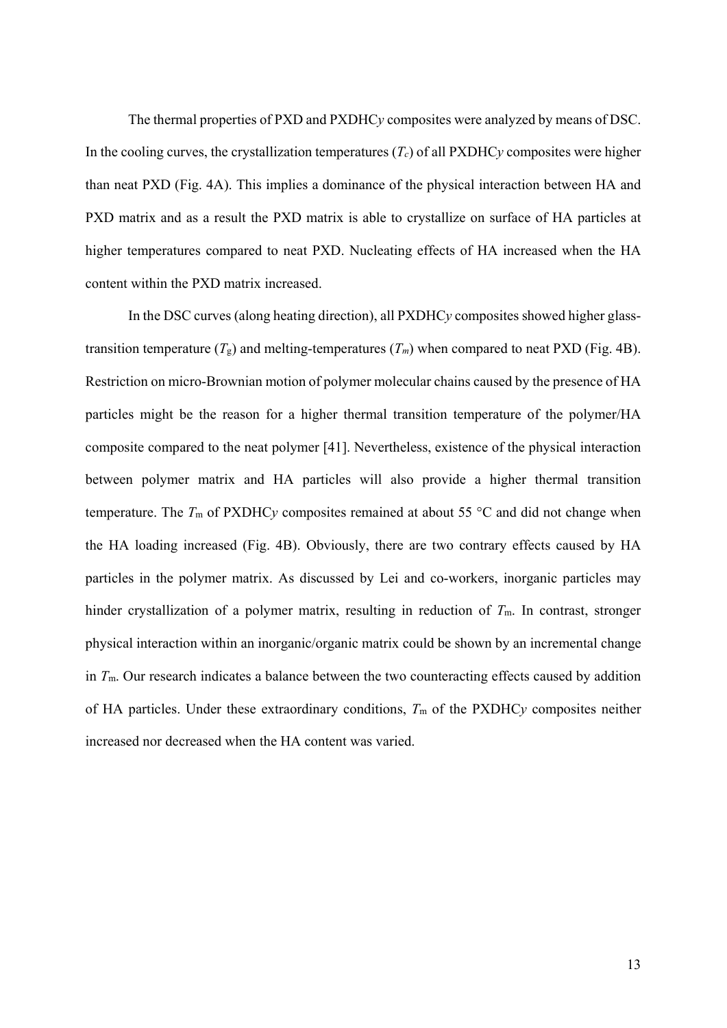The thermal properties of PXD and PXDHC*y* composites were analyzed by means of DSC. In the cooling curves, the crystallization temperatures ($T_c$) of all PXDHC*y* composites were higher than neat PXD (Fig. 4A). This implies a dominance of the physical interaction between HA and PXD matrix and as a result the PXD matrix is able to crystallize on surface of HA particles at higher temperatures compared to neat PXD. Nucleating effects of HA increased when the HA content within the PXD matrix increased.

In the DSC curves (along heating direction), all PXDHC*y* composites showed higher glass-transition temperature ($T_g$) and melting-temperatures ($T_m$) when compared to neat PXD (Fig. 4B). Restriction on micro-Brownian motion of polymer molecular chains caused by the presence of HA particles might be the reason for a higher thermal transition temperature of the polymer/HA composite compared to the neat polymer [41]. Nevertheless, existence of the physical interaction between polymer matrix and HA particles will also provide a higher thermal transition temperature. The $T_m$ of PXDHC*y* composites remained at about 55 °C and did not change when the HA loading increased (Fig. 4B). Obviously, there are two contrary effects caused by HA particles in the polymer matrix. As discussed by Lei and co-workers, inorganic particles may hinder crystallization of a polymer matrix, resulting in reduction of $T_m$. In contrast, stronger physical interaction within an inorganic/organic matrix could be shown by an incremental change in $T_m$. Our research indicates a balance between the two counteracting effects caused by addition of HA particles. Under these extraordinary conditions, $T_m$ of the PXDHC*y* composites neither increased nor decreased when the HA content was varied.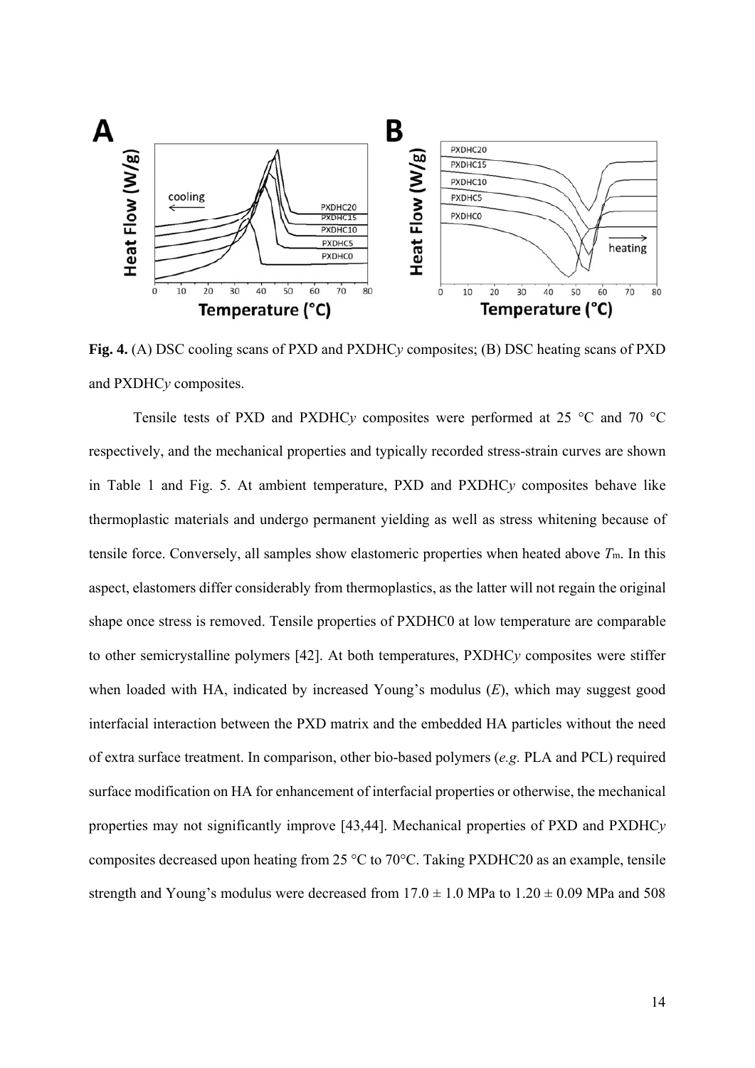**Fig. 4.** (A) DSC cooling scans of PXD and PXDHC*y* composites; (B) DSC heating scans of PXD and PXDHC*y* composites.

Tensile tests of PXD and PXDHC*y* composites were performed at 25 °C and 70 °C respectively, and the mechanical properties and typically recorded stress-strain curves are shown in Table 1 and Fig. 5. At ambient temperature, PXD and PXDHC*y* composites behave like thermoplastic materials and undergo permanent yielding as well as stress whitening because of tensile force. Conversely, all samples show elastomeric properties when heated above $T_m$. In this aspect, elastomers differ considerably from thermoplastics, as the latter will not regain the original shape once stress is removed. Tensile properties of PXDHC0 at low temperature are comparable to other semicrystalline polymers [42]. At both temperatures, PXDHC*y* composites were stiffer when loaded with HA, indicated by increased Young's modulus (*E*), which may suggest good interfacial interaction between the PXD matrix and the embedded HA particles without the need of extra surface treatment. In comparison, other bio-based polymers (*e.g.* PLA and PCL) required surface modification on HA for enhancement of interfacial properties or otherwise, the mechanical properties may not significantly improve [43,44]. Mechanical properties of PXD and PXDHC*y* composites decreased upon heating from 25 °C to 70°C. Taking PXDHC20 as an example, tensile strength and Young's modulus were decreased from 17.0 ± 1.0 MPa to 1.20 ± 0.09 MPa and 508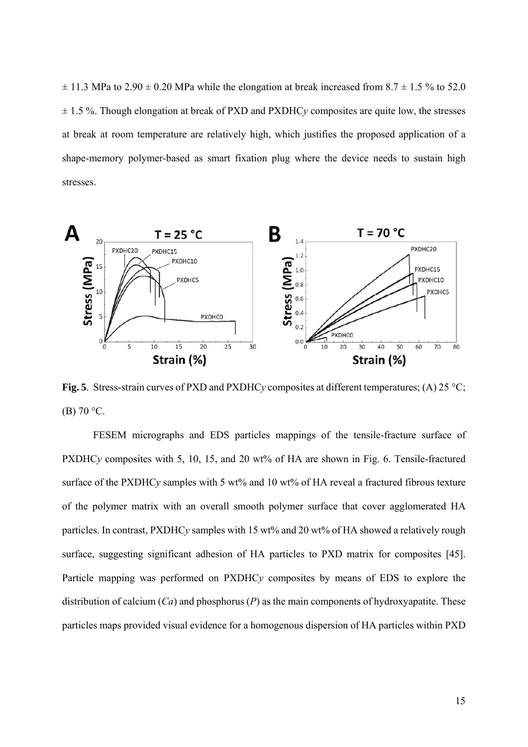$\pm$ 11.3 MPa to 2.90 $\pm$ 0.20 MPa while the elongation at break increased from 8.7 $\pm$ 1.5 % to 52.0 $\pm$ 1.5 %. Though elongation at break of PXD and PXDHC*y* composites are quite low, the stresses at break at room temperature are relatively high, which justifies the proposed application of a shape-memory polymer-based as smart fixation plug where the device needs to sustain high stresses.

**Fig. 5**. Stress-strain curves of PXD and PXDHC*y* composites at different temperatures; (A) 25 °C; (B) 70 °C.

FESEM micrographs and EDS particles mappings of the tensile-fracture surface of PXDHC*y* composites with 5, 10, 15, and 20 wt% of HA are shown in Fig. 6. Tensile-fractured surface of the PXDHC*y* samples with 5 wt% and 10 wt% of HA reveal a fractured fibrous texture of the polymer matrix with an overall smooth polymer surface that cover agglomerated HA particles. In contrast, PXDHC*y* samples with 15 wt% and 20 wt% of HA showed a relatively rough surface, suggesting significant adhesion of HA particles to PXD matrix for composites [45]. Particle mapping was performed on PXDHC*y* composites by means of EDS to explore the distribution of calcium (*Ca*) and phosphorus (*P*) as the main components of hydroxyapatite. These particles maps provided visual evidence for a homogenous dispersion of HA particles within PXD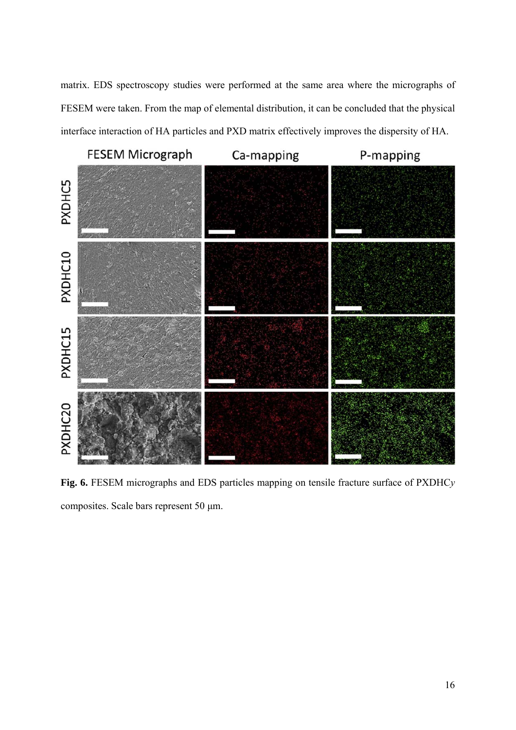matrix. EDS spectroscopy studies were performed at the same area where the micrographs of FESEM were taken. From the map of elemental distribution, it can be concluded that the physical interface interaction of HA particles and PXD matrix effectively improves the dispersity of HA.

**Fig. 6.** FESEM micrographs and EDS particles mapping on tensile fracture surface of PXDHC*y* composites. Scale bars represent 50 μm.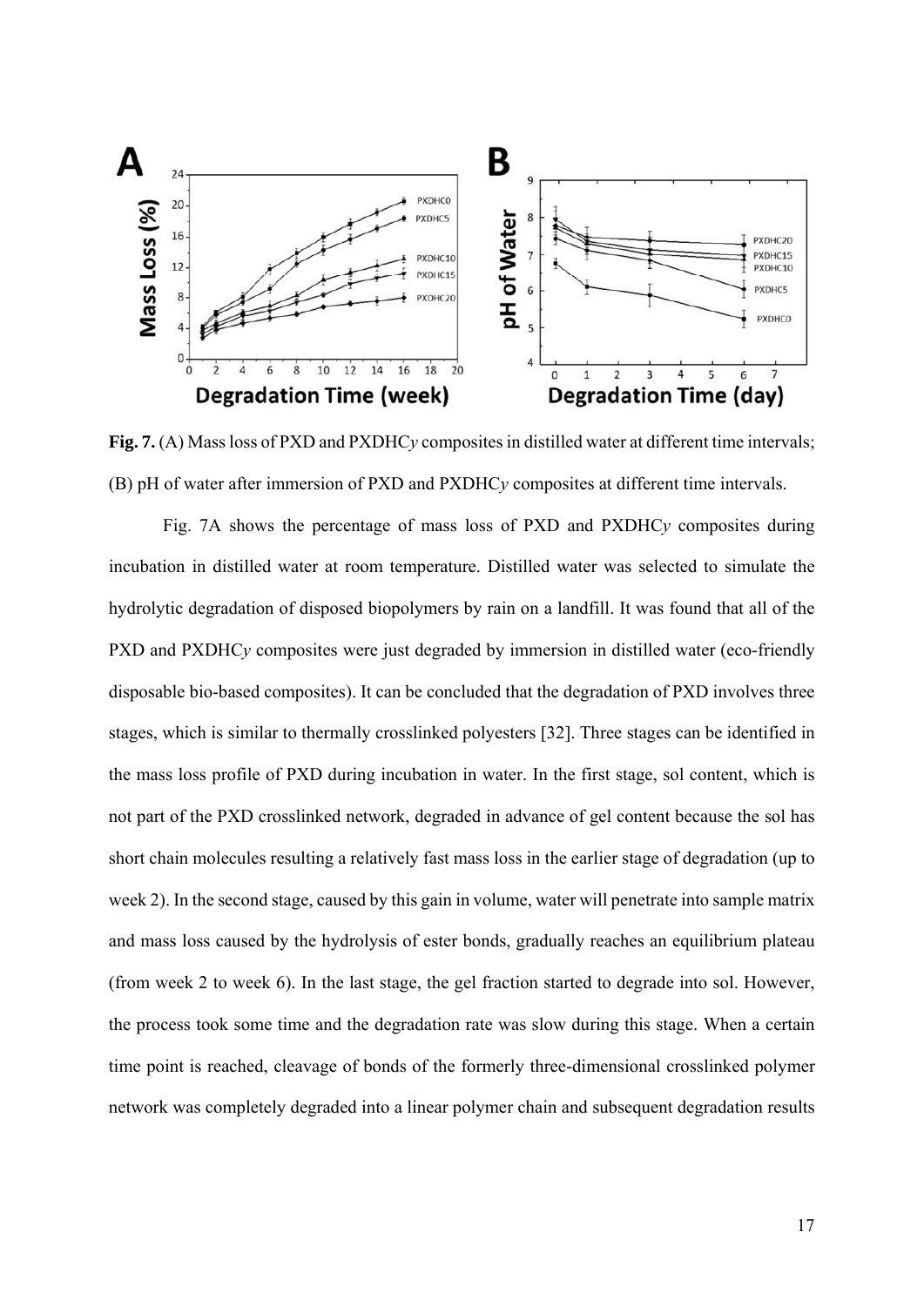**Fig. 7.** (A) Mass loss of PXD and PXDHC*y* composites in distilled water at different time intervals; (B) pH of water after immersion of PXD and PXDHC*y* composites at different time intervals.

Fig. 7A shows the percentage of mass loss of PXD and PXDHC*y* composites during incubation in distilled water at room temperature. Distilled water was selected to simulate the hydrolytic degradation of disposed biopolymers by rain on a landfill. It was found that all of the PXD and PXDHC*y* composites were just degraded by immersion in distilled water (eco-friendly disposable bio-based composites). It can be concluded that the degradation of PXD involves three stages, which is similar to thermally crosslinked polyesters [32]. Three stages can be identified in the mass loss profile of PXD during incubation in water. In the first stage, sol content, which is not part of the PXD crosslinked network, degraded in advance of gel content because the sol has short chain molecules resulting a relatively fast mass loss in the earlier stage of degradation (up to week 2). In the second stage, caused by this gain in volume, water will penetrate into sample matrix and mass loss caused by the hydrolysis of ester bonds, gradually reaches an equilibrium plateau (from week 2 to week 6). In the last stage, the gel fraction started to degrade into sol. However, the process took some time and the degradation rate was slow during this stage. When a certain time point is reached, cleavage of bonds of the formerly three-dimensional crosslinked polymer network was completely degraded into a linear polymer chain and subsequent degradation results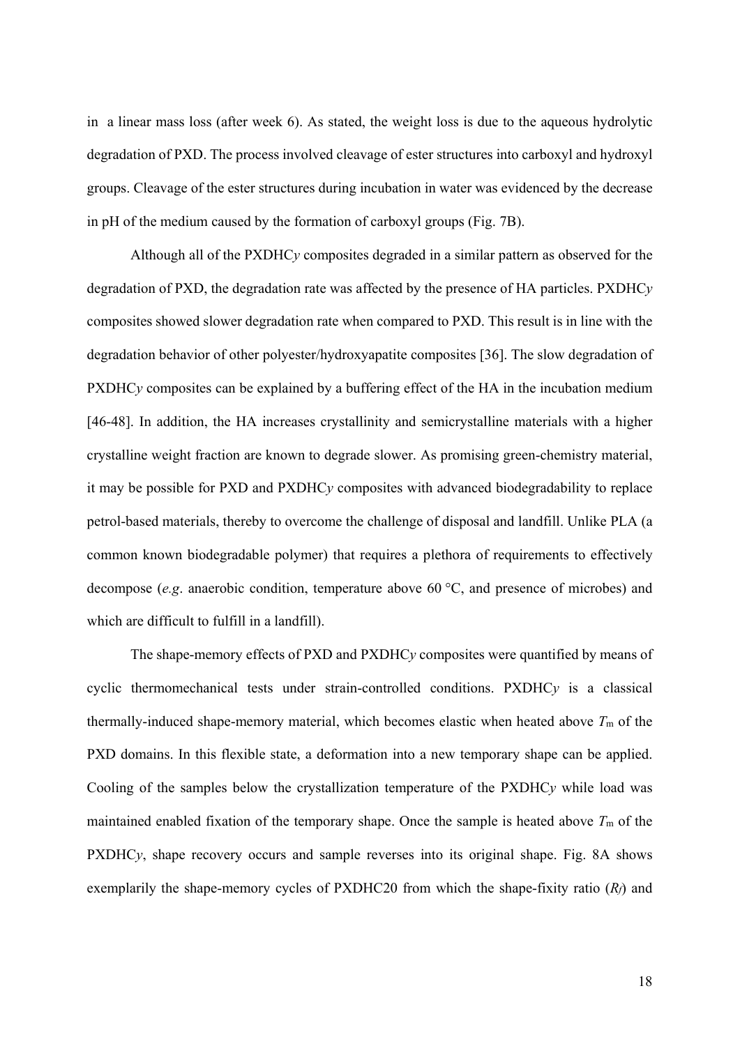in a linear mass loss (after week 6). As stated, the weight loss is due to the aqueous hydrolytic degradation of PXD. The process involved cleavage of ester structures into carboxyl and hydroxyl groups. Cleavage of the ester structures during incubation in water was evidenced by the decrease in pH of the medium caused by the formation of carboxyl groups (Fig. 7B).

Although all of the PXDHC*y* composites degraded in a similar pattern as observed for the degradation of PXD, the degradation rate was affected by the presence of HA particles. PXDHC*y* composites showed slower degradation rate when compared to PXD. This result is in line with the degradation behavior of other polyester/hydroxyapatite composites [36]. The slow degradation of PXDHC*y* composites can be explained by a buffering effect of the HA in the incubation medium [46-48]. In addition, the HA increases crystallinity and semicrystalline materials with a higher crystalline weight fraction are known to degrade slower. As promising green-chemistry material, it may be possible for PXD and PXDHC*y* composites with advanced biodegradability to replace petrol-based materials, thereby to overcome the challenge of disposal and landfill. Unlike PLA (a common known biodegradable polymer) that requires a plethora of requirements to effectively decompose (*e.g*. anaerobic condition, temperature above 60 °C, and presence of microbes) and which are difficult to fulfill in a landfill).

The shape-memory effects of PXD and PXDHC*y* composites were quantified by means of cyclic thermomechanical tests under strain-controlled conditions. PXDHC*y* is a classical thermally-induced shape-memory material, which becomes elastic when heated above $T_m$ of the PXD domains. In this flexible state, a deformation into a new temporary shape can be applied. Cooling of the samples below the crystallization temperature of the PXDHC*y* while load was maintained enabled fixation of the temporary shape. Once the sample is heated above $T_m$ of the PXDHC*y*, shape recovery occurs and sample reverses into its original shape. Fig. 8A shows exemplarily the shape-memory cycles of PXDHC20 from which the shape-fixity ratio ($R_f$) and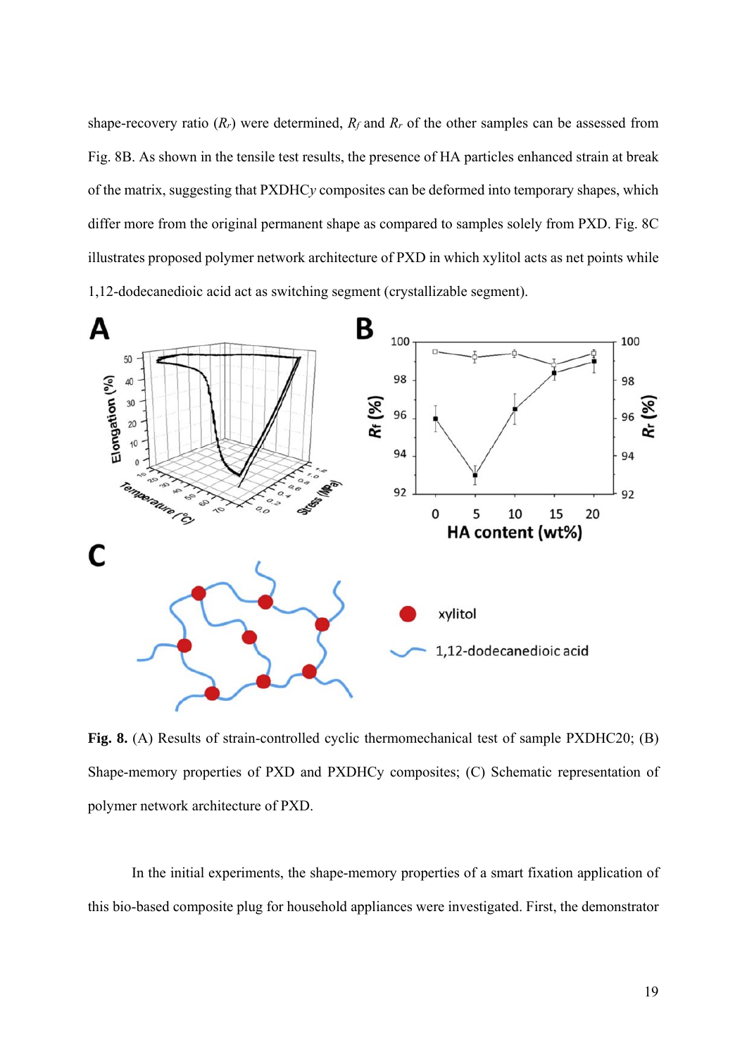shape-recovery ratio ($R_r$) were determined, $R_f$ and $R_r$ of the other samples can be assessed from Fig. 8B. As shown in the tensile test results, the presence of HA particles enhanced strain at break of the matrix, suggesting that PXDHC*y* composites can be deformed into temporary shapes, which differ more from the original permanent shape as compared to samples solely from PXD. Fig. 8C illustrates proposed polymer network architecture of PXD in which xylitol acts as net points while 1,12-dodecanedioic acid act as switching segment (crystallizable segment).

**Fig. 8.** (A) Results of strain-controlled cyclic thermomechanical test of sample PXDHC20; (B) Shape-memory properties of PXD and PXDHCy composites; (C) Schematic representation of polymer network architecture of PXD.

In the initial experiments, the shape-memory properties of a smart fixation application of this bio-based composite plug for household appliances were investigated. First, the demonstrator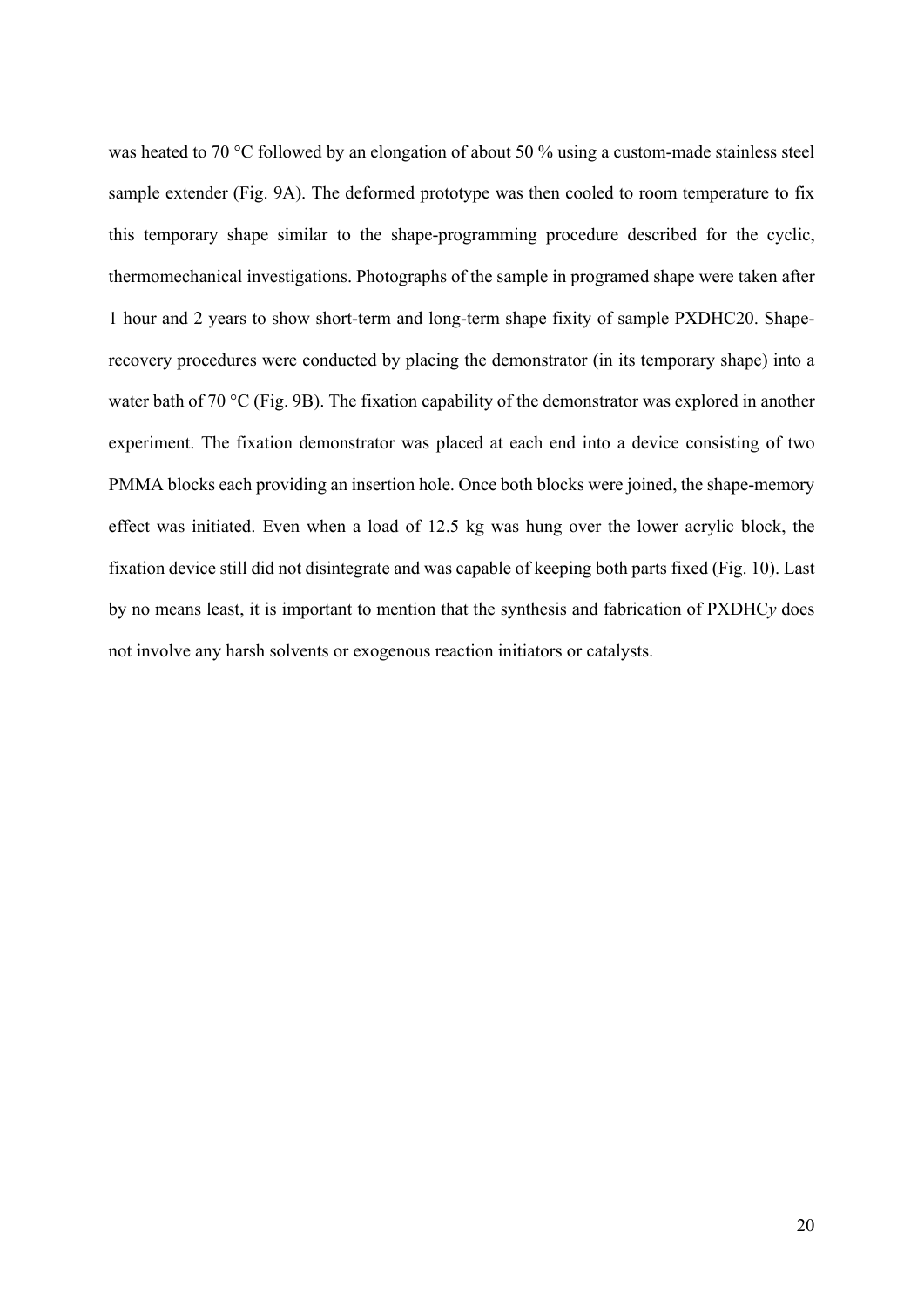was heated to 70 °C followed by an elongation of about 50 % using a custom-made stainless steel sample extender (Fig. 9A). The deformed prototype was then cooled to room temperature to fix this temporary shape similar to the shape-programming procedure described for the cyclic, thermomechanical investigations. Photographs of the sample in programed shape were taken after 1 hour and 2 years to show short-term and long-term shape fixity of sample PXDHC20. Shape-recovery procedures were conducted by placing the demonstrator (in its temporary shape) into a water bath of 70 °C (Fig. 9B). The fixation capability of the demonstrator was explored in another experiment. The fixation demonstrator was placed at each end into a device consisting of two PMMA blocks each providing an insertion hole. Once both blocks were joined, the shape-memory effect was initiated. Even when a load of 12.5 kg was hung over the lower acrylic block, the fixation device still did not disintegrate and was capable of keeping both parts fixed (Fig. 10). Last by no means least, it is important to mention that the synthesis and fabrication of PXDHC*y* does not involve any harsh solvents or exogenous reaction initiators or catalysts.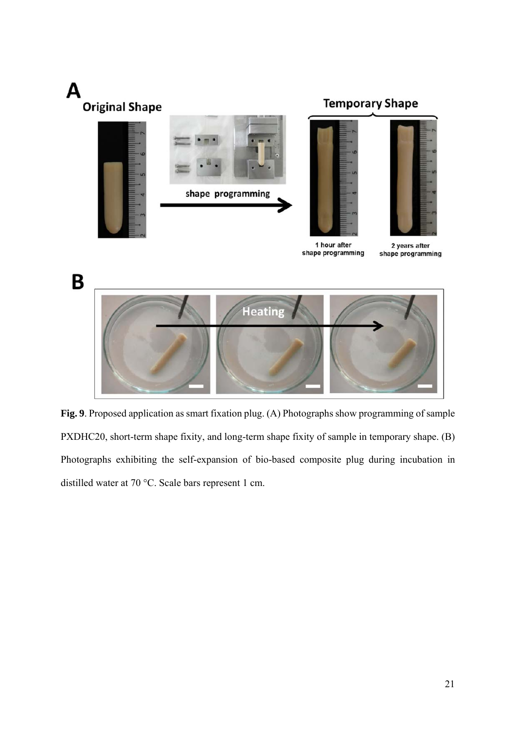**Fig. 9**. Proposed application as smart fixation plug. (A) Photographs show programming of sample PXDHC20, short-term shape fixity, and long-term shape fixity of sample in temporary shape. (B) Photographs exhibiting the self-expansion of bio-based composite plug during incubation in distilled water at 70 °C. Scale bars represent 1 cm.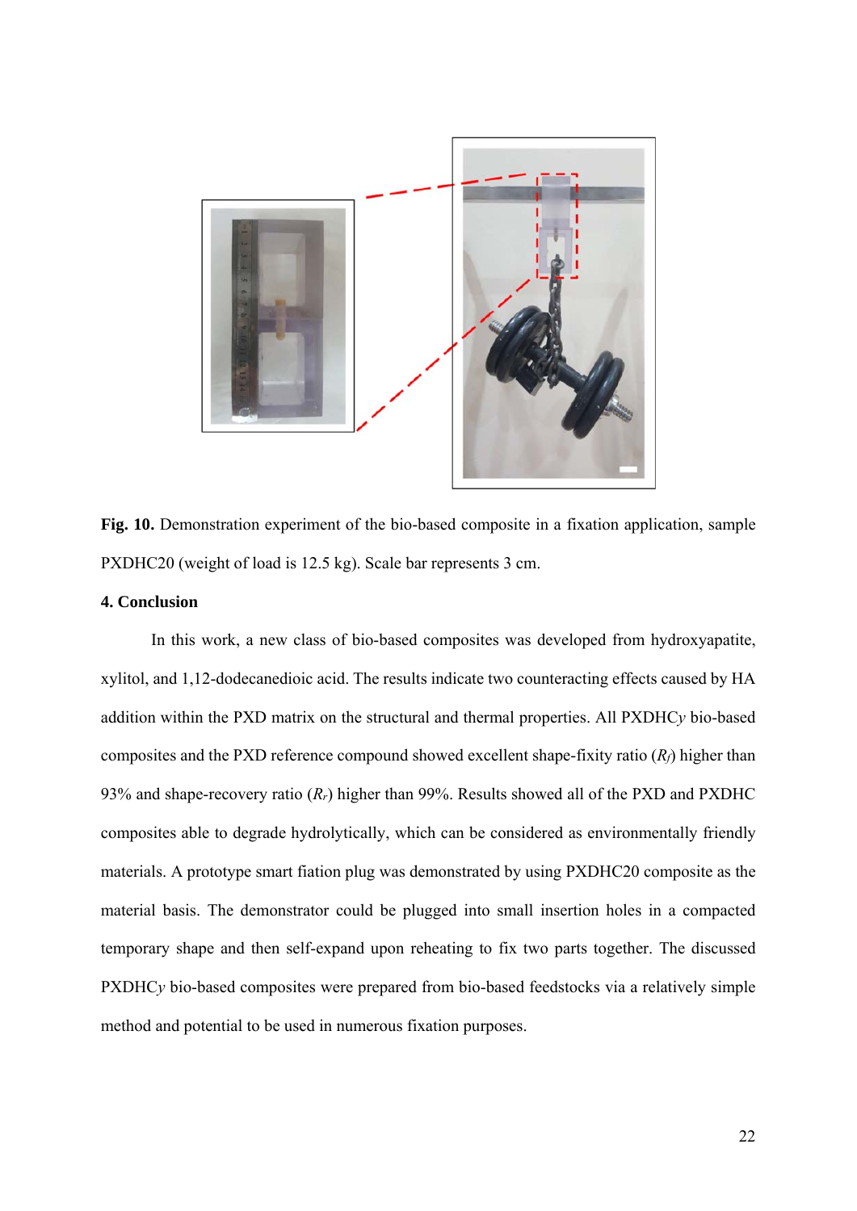**Fig. 10.** Demonstration experiment of the bio-based composite in a fixation application, sample PXDHC20 (weight of load is 12.5 kg). Scale bar represents 3 cm.

### 4. Conclusion

In this work, a new class of bio-based composites was developed from hydroxyapatite, xylitol, and 1,12-dodecanedioic acid. The results indicate two counteracting effects caused by HA addition within the PXD matrix on the structural and thermal properties. All PXDHC*y* bio-based composites and the PXD reference compound showed excellent shape-fixity ratio ($R_f$) higher than 93% and shape-recovery ratio ($R_r$) higher than 99%. Results showed all of the PXD and PXDHC composites able to degrade hydrolytically, which can be considered as environmentally friendly materials. A prototype smart fiation plug was demonstrated by using PXDHC20 composite as the material basis. The demonstrator could be plugged into small insertion holes in a compacted temporary shape and then self-expand upon reheating to fix two parts together. The discussed PXDHC*y* bio-based composites were prepared from bio-based feedstocks via a relatively simple method and potential to be used in numerous fixation purposes.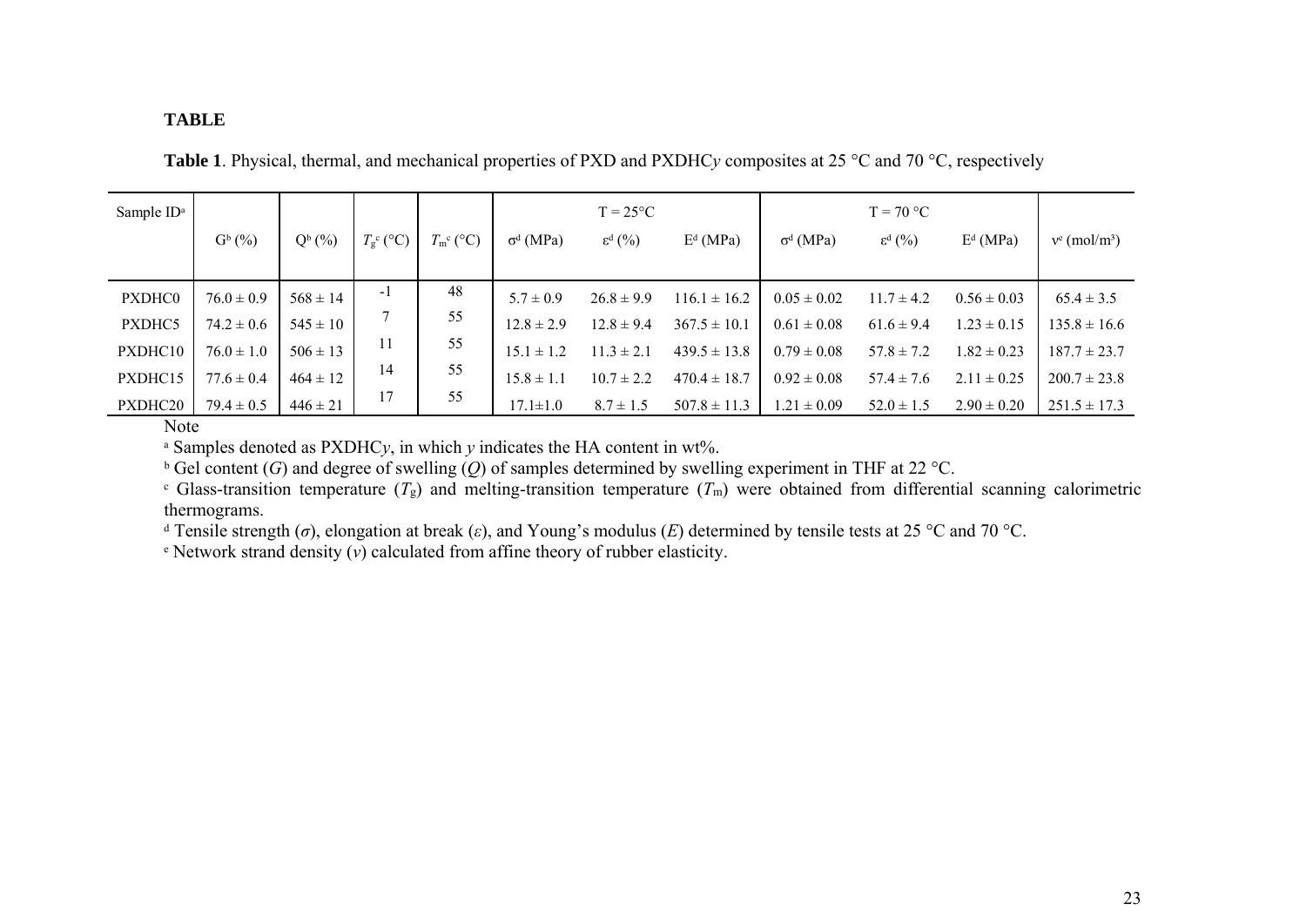**TABLE**

**Table 1**. Physical, thermal, and mechanical properties of PXD and PXDHC*y* composites at 25 °C and 70 °C, respectively

| Sample ID[a] | | | | | T = 25°C | | | T = 70 °C | | | |
|---|---|---|---|---|---|---|---|---|---|---|---|
| | G[b] (%) | Q[b] (%) | $T_g$[c] (°C) | $T_m$[c] (°C) | σ[d] (MPa) | ε[d] (%) | E[d] (MPa) | σ[d] (MPa) | ε[d] (%) | E[d] (MPa) | ν[e] (mol/m³) |
| PXDHC0 | 76.0 ± 0.9 | 568 ± 14 | -1 | 48 | 5.7 ± 0.9 | 26.8 ± 9.9 | 116.1 ± 16.2 | 0.05 ± 0.02 | 11.7 ± 4.2 | 0.56 ± 0.03 | 65.4 ± 3.5 |
| PXDHC5 | 74.2 ± 0.6 | 545 ± 10 | 7 | 55 | 12.8 ± 2.9 | 12.8 ± 9.4 | 367.5 ± 10.1 | 0.61 ± 0.08 | 61.6 ± 9.4 | 1.23 ± 0.15 | 135.8 ± 16.6 |
| PXDHC10 | 76.0 ± 1.0 | 506 ± 13 | 11 | 55 | 15.1 ± 1.2 | 11.3 ± 2.1 | 439.5 ± 13.8 | 0.79 ± 0.08 | 57.8 ± 7.2 | 1.82 ± 0.23 | 187.7 ± 23.7 |
| PXDHC15 | 77.6 ± 0.4 | 464 ± 12 | 14 | 55 | 15.8 ± 1.1 | 10.7 ± 2.2 | 470.4 ± 18.7 | 0.92 ± 0.08 | 57.4 ± 7.6 | 2.11 ± 0.25 | 200.7 ± 23.8 |
| PXDHC20 | 79.4 ± 0.5 | 446 ± 21 | 17 | 55 | 17.1±1.0 | 8.7 ± 1.5 | 507.8 ± 11.3 | 1.21 ± 0.09 | 52.0 ± 1.5 | 2.90 ± 0.20 | 251.5 ± 17.3 |

Note

[a] Samples denoted as PXDHC*y*, in which *y* indicates the HA content in wt%.

[b] Gel content (*G*) and degree of swelling (*Q*) of samples determined by swelling experiment in THF at 22 °C.

[c] Glass-transition temperature ($T_g$) and melting-transition temperature ($T_m$) were obtained from differential scanning calorimetric thermograms.

[d] Tensile strength (*σ*), elongation at break (*ε*), and Young's modulus (*E*) determined by tensile tests at 25 °C and 70 °C.

[e] Network strand density (*ν*) calculated from affine theory of rubber elasticity.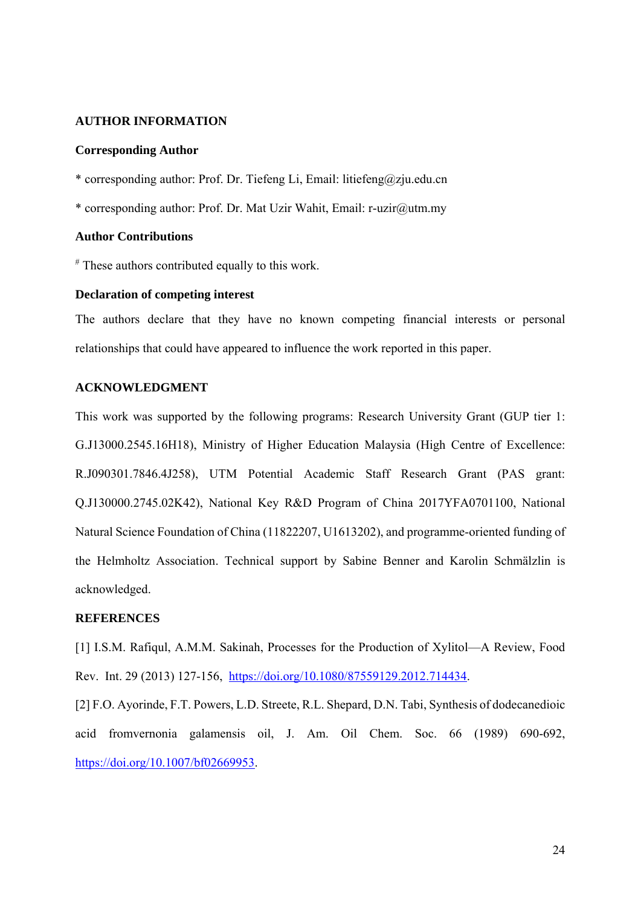## AUTHOR INFORMATION

### Corresponding Author

* corresponding author: Prof. Dr. Tiefeng Li, Email: litiefeng@zju.edu.cn

* corresponding author: Prof. Dr. Mat Uzir Wahit, Email: r-uzir@utm.my

### Author Contributions

[#] These authors contributed equally to this work.

### Declaration of competing interest

The authors declare that they have no known competing financial interests or personal relationships that could have appeared to influence the work reported in this paper.

## ACKNOWLEDGMENT

This work was supported by the following programs: Research University Grant (GUP tier 1: G.J13000.2545.16H18), Ministry of Higher Education Malaysia (High Centre of Excellence: R.J090301.7846.4J258), UTM Potential Academic Staff Research Grant (PAS grant: Q.J130000.2745.02K42), National Key R&D Program of China 2017YFA0701100, National Natural Science Foundation of China (11822207, U1613202), and programme-oriented funding of the Helmholtz Association. Technical support by Sabine Benner and Karolin Schmälzlin is acknowledged.

## REFERENCES

[1] I.S.M. Rafiqul, A.M.M. Sakinah, Processes for the Production of Xylitol—A Review, Food Rev. Int. 29 (2013) 127-156, https://doi.org/10.1080/87559129.2012.714434.

[2] F.O. Ayorinde, F.T. Powers, L.D. Streete, R.L. Shepard, D.N. Tabi, Synthesis of dodecanedioic acid fromvernonia galamensis oil, J. Am. Oil Chem. Soc. 66 (1989) 690-692, https://doi.org/10.1007/bf02669953.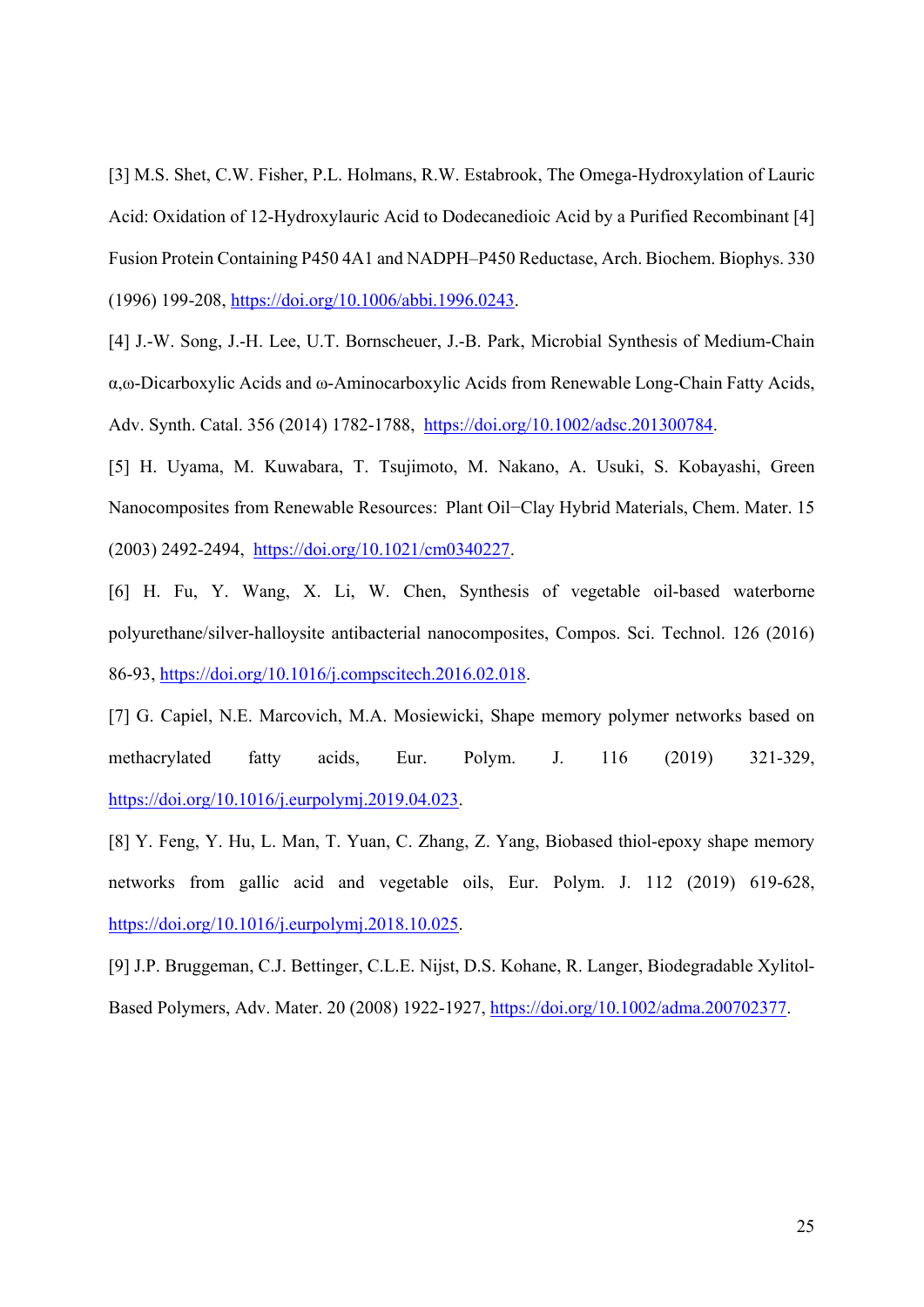[3] M.S. Shet, C.W. Fisher, P.L. Holmans, R.W. Estabrook, The Omega-Hydroxylation of Lauric Acid: Oxidation of 12-Hydroxylauric Acid to Dodecanedioic Acid by a Purified Recombinant [4] Fusion Protein Containing P450 4A1 and NADPH–P450 Reductase, Arch. Biochem. Biophys. 330 (1996) 199-208, https://doi.org/10.1006/abbi.1996.0243.

[4] J.-W. Song, J.-H. Lee, U.T. Bornscheuer, J.-B. Park, Microbial Synthesis of Medium-Chain α,ω-Dicarboxylic Acids and ω-Aminocarboxylic Acids from Renewable Long-Chain Fatty Acids, Adv. Synth. Catal. 356 (2014) 1782-1788, https://doi.org/10.1002/adsc.201300784.

[5] H. Uyama, M. Kuwabara, T. Tsujimoto, M. Nakano, A. Usuki, S. Kobayashi, Green Nanocomposites from Renewable Resources: Plant Oil−Clay Hybrid Materials, Chem. Mater. 15 (2003) 2492-2494, https://doi.org/10.1021/cm0340227.

[6] H. Fu, Y. Wang, X. Li, W. Chen, Synthesis of vegetable oil-based waterborne polyurethane/silver-halloysite antibacterial nanocomposites, Compos. Sci. Technol. 126 (2016) 86-93, https://doi.org/10.1016/j.compscitech.2016.02.018.

[7] G. Capiel, N.E. Marcovich, M.A. Mosiewicki, Shape memory polymer networks based on methacrylated fatty acids, Eur. Polym. J. 116 (2019) 321-329, https://doi.org/10.1016/j.eurpolymj.2019.04.023.

[8] Y. Feng, Y. Hu, L. Man, T. Yuan, C. Zhang, Z. Yang, Biobased thiol-epoxy shape memory networks from gallic acid and vegetable oils, Eur. Polym. J. 112 (2019) 619-628, https://doi.org/10.1016/j.eurpolymj.2018.10.025.

[9] J.P. Bruggeman, C.J. Bettinger, C.L.E. Nijst, D.S. Kohane, R. Langer, Biodegradable Xylitol-Based Polymers, Adv. Mater. 20 (2008) 1922-1927, https://doi.org/10.1002/adma.200702377.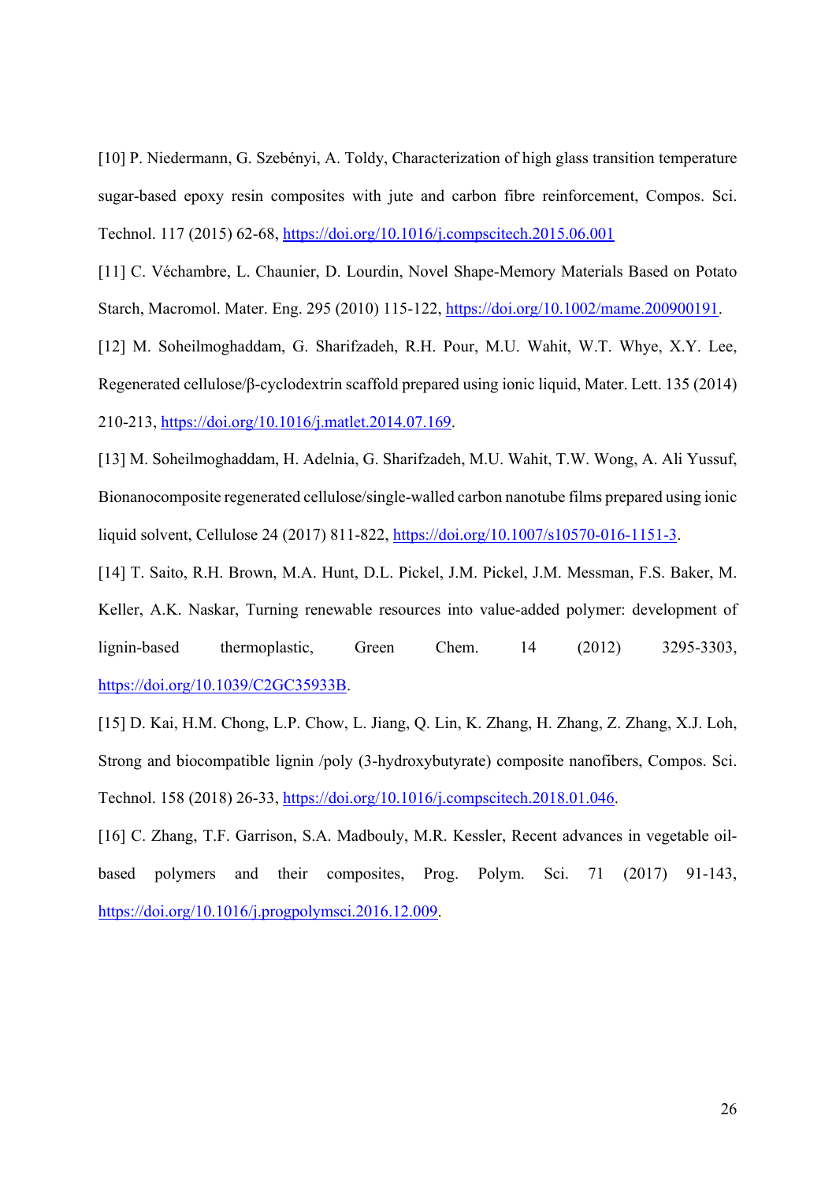[10] P. Niedermann, G. Szebényi, A. Toldy, Characterization of high glass transition temperature sugar-based epoxy resin composites with jute and carbon fibre reinforcement, Compos. Sci. Technol. 117 (2015) 62-68, https://doi.org/10.1016/j.compscitech.2015.06.001

[11] C. Véchambre, L. Chaunier, D. Lourdin, Novel Shape-Memory Materials Based on Potato Starch, Macromol. Mater. Eng. 295 (2010) 115-122, https://doi.org/10.1002/mame.200900191.

[12] M. Soheilmoghaddam, G. Sharifzadeh, R.H. Pour, M.U. Wahit, W.T. Whye, X.Y. Lee, Regenerated cellulose/β-cyclodextrin scaffold prepared using ionic liquid, Mater. Lett. 135 (2014) 210-213, https://doi.org/10.1016/j.matlet.2014.07.169.

[13] M. Soheilmoghaddam, H. Adelnia, G. Sharifzadeh, M.U. Wahit, T.W. Wong, A. Ali Yussuf, Bionanocomposite regenerated cellulose/single-walled carbon nanotube films prepared using ionic liquid solvent, Cellulose 24 (2017) 811-822, https://doi.org/10.1007/s10570-016-1151-3.

[14] T. Saito, R.H. Brown, M.A. Hunt, D.L. Pickel, J.M. Pickel, J.M. Messman, F.S. Baker, M. Keller, A.K. Naskar, Turning renewable resources into value-added polymer: development of lignin-based thermoplastic, Green Chem. 14 (2012) 3295-3303, https://doi.org/10.1039/C2GC35933B.

[15] D. Kai, H.M. Chong, L.P. Chow, L. Jiang, Q. Lin, K. Zhang, H. Zhang, Z. Zhang, X.J. Loh, Strong and biocompatible lignin /poly (3-hydroxybutyrate) composite nanofibers, Compos. Sci. Technol. 158 (2018) 26-33, https://doi.org/10.1016/j.compscitech.2018.01.046.

[16] C. Zhang, T.F. Garrison, S.A. Madbouly, M.R. Kessler, Recent advances in vegetable oil-based polymers and their composites, Prog. Polym. Sci. 71 (2017) 91-143, https://doi.org/10.1016/j.progpolymsci.2016.12.009.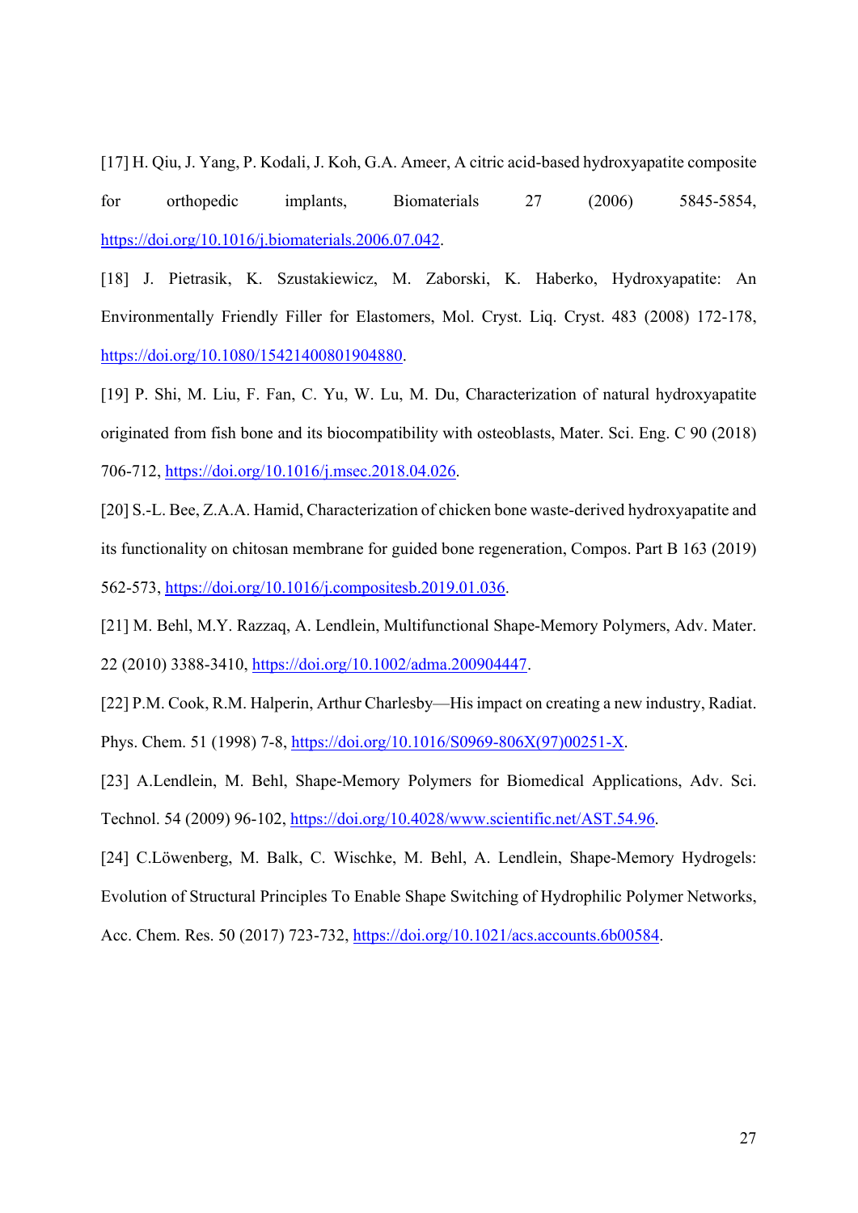[17] H. Qiu, J. Yang, P. Kodali, J. Koh, G.A. Ameer, A citric acid-based hydroxyapatite composite for orthopedic implants, Biomaterials 27 (2006) 5845-5854, https://doi.org/10.1016/j.biomaterials.2006.07.042.

[18] J. Pietrasik, K. Szustakiewicz, M. Zaborski, K. Haberko, Hydroxyapatite: An Environmentally Friendly Filler for Elastomers, Mol. Cryst. Liq. Cryst. 483 (2008) 172-178, https://doi.org/10.1080/15421400801904880.

[19] P. Shi, M. Liu, F. Fan, C. Yu, W. Lu, M. Du, Characterization of natural hydroxyapatite originated from fish bone and its biocompatibility with osteoblasts, Mater. Sci. Eng. C 90 (2018) 706-712, https://doi.org/10.1016/j.msec.2018.04.026.

[20] S.-L. Bee, Z.A.A. Hamid, Characterization of chicken bone waste-derived hydroxyapatite and its functionality on chitosan membrane for guided bone regeneration, Compos. Part B 163 (2019) 562-573, https://doi.org/10.1016/j.compositesb.2019.01.036.

[21] M. Behl, M.Y. Razzaq, A. Lendlein, Multifunctional Shape-Memory Polymers, Adv. Mater. 22 (2010) 3388-3410, https://doi.org/10.1002/adma.200904447.

[22] P.M. Cook, R.M. Halperin, Arthur Charlesby—His impact on creating a new industry, Radiat. Phys. Chem. 51 (1998) 7-8, https://doi.org/10.1016/S0969-806X(97)00251-X.

[23] A.Lendlein, M. Behl, Shape-Memory Polymers for Biomedical Applications, Adv. Sci. Technol. 54 (2009) 96-102, https://doi.org/10.4028/www.scientific.net/AST.54.96.

[24] C.Löwenberg, M. Balk, C. Wischke, M. Behl, A. Lendlein, Shape-Memory Hydrogels: Evolution of Structural Principles To Enable Shape Switching of Hydrophilic Polymer Networks, Acc. Chem. Res. 50 (2017) 723-732, https://doi.org/10.1021/acs.accounts.6b00584.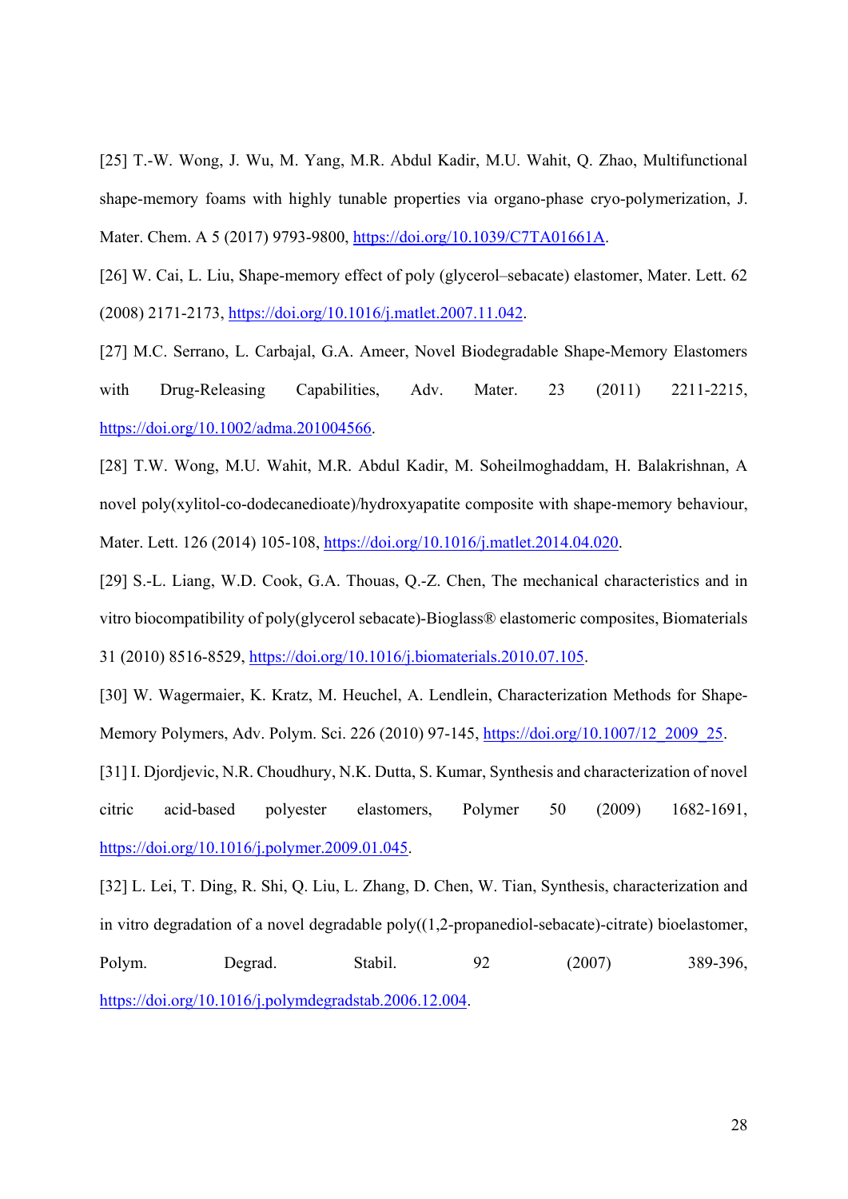[25] T.-W. Wong, J. Wu, M. Yang, M.R. Abdul Kadir, M.U. Wahit, Q. Zhao, Multifunctional shape-memory foams with highly tunable properties via organo-phase cryo-polymerization, J. Mater. Chem. A 5 (2017) 9793-9800, https://doi.org/10.1039/C7TA01661A.

[26] W. Cai, L. Liu, Shape-memory effect of poly (glycerol–sebacate) elastomer, Mater. Lett. 62 (2008) 2171-2173, https://doi.org/10.1016/j.matlet.2007.11.042.

[27] M.C. Serrano, L. Carbajal, G.A. Ameer, Novel Biodegradable Shape-Memory Elastomers with Drug-Releasing Capabilities, Adv. Mater. 23 (2011) 2211-2215, https://doi.org/10.1002/adma.201004566.

[28] T.W. Wong, M.U. Wahit, M.R. Abdul Kadir, M. Soheilmoghaddam, H. Balakrishnan, A novel poly(xylitol-co-dodecanedioate)/hydroxyapatite composite with shape-memory behaviour, Mater. Lett. 126 (2014) 105-108, https://doi.org/10.1016/j.matlet.2014.04.020.

[29] S.-L. Liang, W.D. Cook, G.A. Thouas, Q.-Z. Chen, The mechanical characteristics and in vitro biocompatibility of poly(glycerol sebacate)-Bioglass® elastomeric composites, Biomaterials 31 (2010) 8516-8529, https://doi.org/10.1016/j.biomaterials.2010.07.105.

[30] W. Wagermaier, K. Kratz, M. Heuchel, A. Lendlein, Characterization Methods for Shape-Memory Polymers, Adv. Polym. Sci. 226 (2010) 97-145, https://doi.org/10.1007/12_2009_25.

[31] I. Djordjevic, N.R. Choudhury, N.K. Dutta, S. Kumar, Synthesis and characterization of novel citric acid-based polyester elastomers, Polymer 50 (2009) 1682-1691, https://doi.org/10.1016/j.polymer.2009.01.045.

[32] L. Lei, T. Ding, R. Shi, Q. Liu, L. Zhang, D. Chen, W. Tian, Synthesis, characterization and in vitro degradation of a novel degradable poly((1,2-propanediol-sebacate)-citrate) bioelastomer, Polym. Degrad. Stabil. 92 (2007) 389-396, https://doi.org/10.1016/j.polymdegradstab.2006.12.004.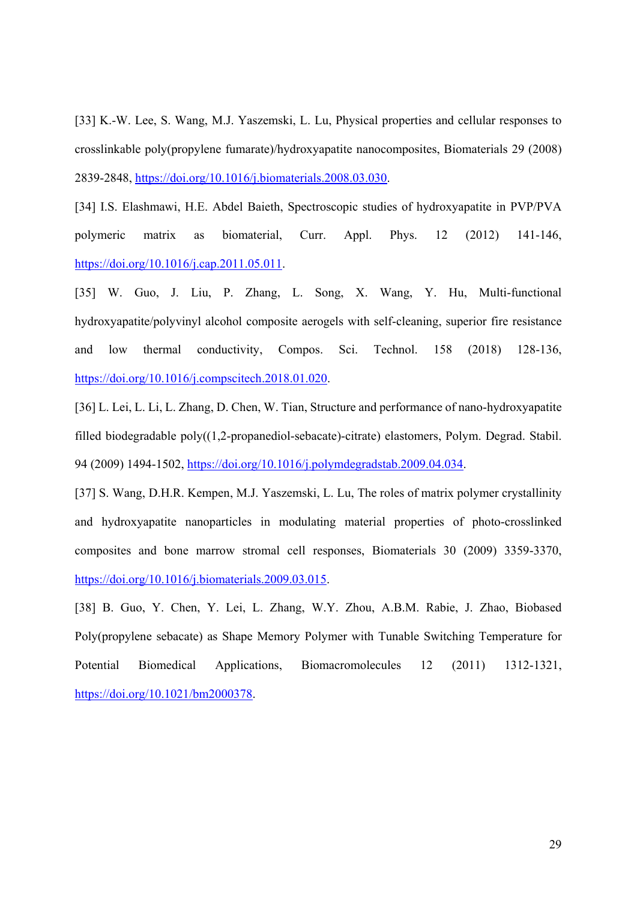[33] K.-W. Lee, S. Wang, M.J. Yaszemski, L. Lu, Physical properties and cellular responses to crosslinkable poly(propylene fumarate)/hydroxyapatite nanocomposites, Biomaterials 29 (2008) 2839-2848, https://doi.org/10.1016/j.biomaterials.2008.03.030.

[34] I.S. Elashmawi, H.E. Abdel Baieth, Spectroscopic studies of hydroxyapatite in PVP/PVA polymeric matrix as biomaterial, Curr. Appl. Phys. 12 (2012) 141-146, https://doi.org/10.1016/j.cap.2011.05.011.

[35] W. Guo, J. Liu, P. Zhang, L. Song, X. Wang, Y. Hu, Multi-functional hydroxyapatite/polyvinyl alcohol composite aerogels with self-cleaning, superior fire resistance and low thermal conductivity, Compos. Sci. Technol. 158 (2018) 128-136, https://doi.org/10.1016/j.compscitech.2018.01.020.

[36] L. Lei, L. Li, L. Zhang, D. Chen, W. Tian, Structure and performance of nano-hydroxyapatite filled biodegradable poly((1,2-propanediol-sebacate)-citrate) elastomers, Polym. Degrad. Stabil. 94 (2009) 1494-1502, https://doi.org/10.1016/j.polymdegradstab.2009.04.034.

[37] S. Wang, D.H.R. Kempen, M.J. Yaszemski, L. Lu, The roles of matrix polymer crystallinity and hydroxyapatite nanoparticles in modulating material properties of photo-crosslinked composites and bone marrow stromal cell responses, Biomaterials 30 (2009) 3359-3370, https://doi.org/10.1016/j.biomaterials.2009.03.015.

[38] B. Guo, Y. Chen, Y. Lei, L. Zhang, W.Y. Zhou, A.B.M. Rabie, J. Zhao, Biobased Poly(propylene sebacate) as Shape Memory Polymer with Tunable Switching Temperature for Potential Biomedical Applications, Biomacromolecules 12 (2011) 1312-1321, https://doi.org/10.1021/bm2000378.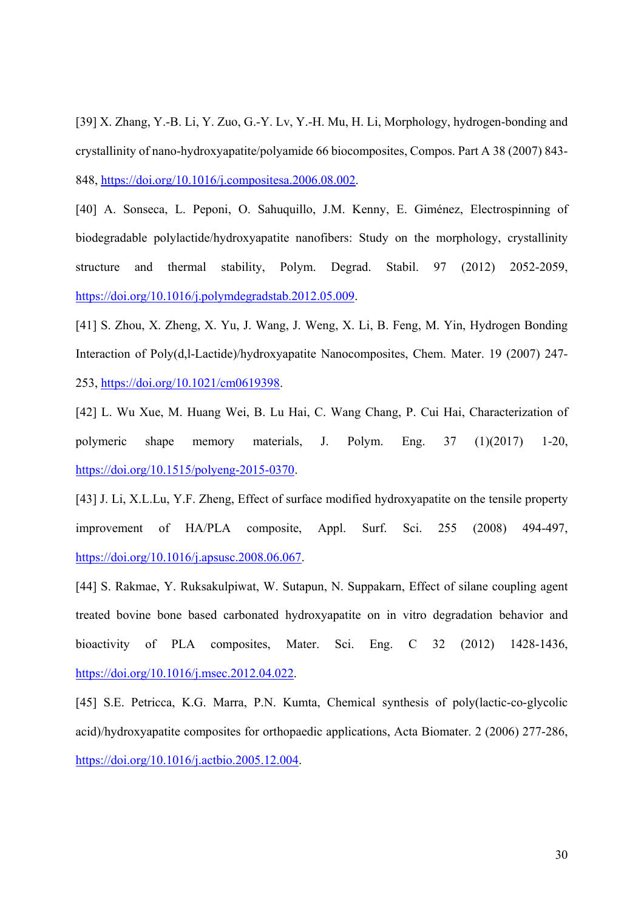[39] X. Zhang, Y.-B. Li, Y. Zuo, G.-Y. Lv, Y.-H. Mu, H. Li, Morphology, hydrogen-bonding and crystallinity of nano-hydroxyapatite/polyamide 66 biocomposites, Compos. Part A 38 (2007) 843-848, https://doi.org/10.1016/j.compositesa.2006.08.002.

[40] A. Sonseca, L. Peponi, O. Sahuquillo, J.M. Kenny, E. Giménez, Electrospinning of biodegradable polylactide/hydroxyapatite nanofibers: Study on the morphology, crystallinity structure and thermal stability, Polym. Degrad. Stabil. 97 (2012) 2052-2059, https://doi.org/10.1016/j.polymdegradstab.2012.05.009.

[41] S. Zhou, X. Zheng, X. Yu, J. Wang, J. Weng, X. Li, B. Feng, M. Yin, Hydrogen Bonding Interaction of Poly(d,l-Lactide)/hydroxyapatite Nanocomposites, Chem. Mater. 19 (2007) 247-253, https://doi.org/10.1021/cm0619398.

[42] L. Wu Xue, M. Huang Wei, B. Lu Hai, C. Wang Chang, P. Cui Hai, Characterization of polymeric shape memory materials, J. Polym. Eng. 37 (1)(2017) 1-20, https://doi.org/10.1515/polyeng-2015-0370.

[43] J. Li, X.L.Lu, Y.F. Zheng, Effect of surface modified hydroxyapatite on the tensile property improvement of HA/PLA composite, Appl. Surf. Sci. 255 (2008) 494-497, https://doi.org/10.1016/j.apsusc.2008.06.067.

[44] S. Rakmae, Y. Ruksakulpiwat, W. Sutapun, N. Suppakarn, Effect of silane coupling agent treated bovine bone based carbonated hydroxyapatite on in vitro degradation behavior and bioactivity of PLA composites, Mater. Sci. Eng. C 32 (2012) 1428-1436, https://doi.org/10.1016/j.msec.2012.04.022.

[45] S.E. Petricca, K.G. Marra, P.N. Kumta, Chemical synthesis of poly(lactic-co-glycolic acid)/hydroxyapatite composites for orthopaedic applications, Acta Biomater. 2 (2006) 277-286, https://doi.org/10.1016/j.actbio.2005.12.004.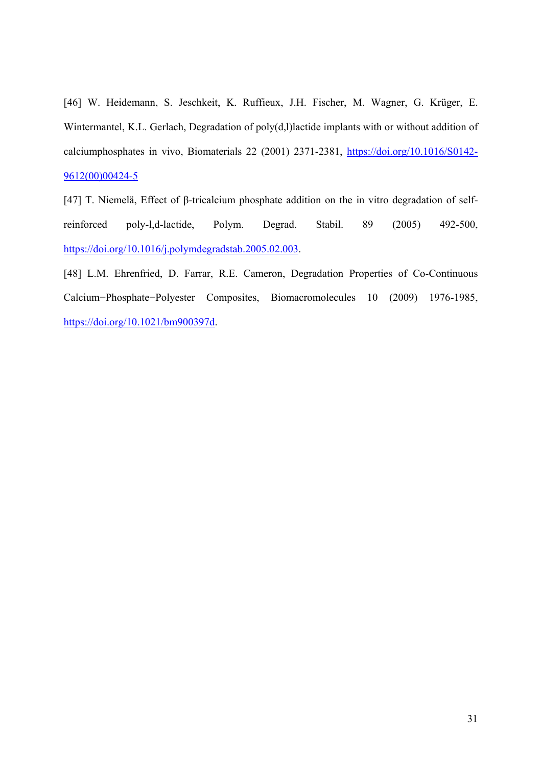[46] W. Heidemann, S. Jeschkeit, K. Ruffieux, J.H. Fischer, M. Wagner, G. Krüger, E. Wintermantel, K.L. Gerlach, Degradation of poly(d,l)lactide implants with or without addition of calciumphosphates in vivo, Biomaterials 22 (2001) 2371-2381, https://doi.org/10.1016/S0142-9612(00)00424-5

[47] T. Niemelä, Effect of β-tricalcium phosphate addition on the in vitro degradation of self-reinforced poly-l,d-lactide, Polym. Degrad. Stabil. 89 (2005) 492-500, https://doi.org/10.1016/j.polymdegradstab.2005.02.003.

[48] L.M. Ehrenfried, D. Farrar, R.E. Cameron, Degradation Properties of Co-Continuous Calcium−Phosphate−Polyester Composites, Biomacromolecules 10 (2009) 1976-1985, https://doi.org/10.1021/bm900397d.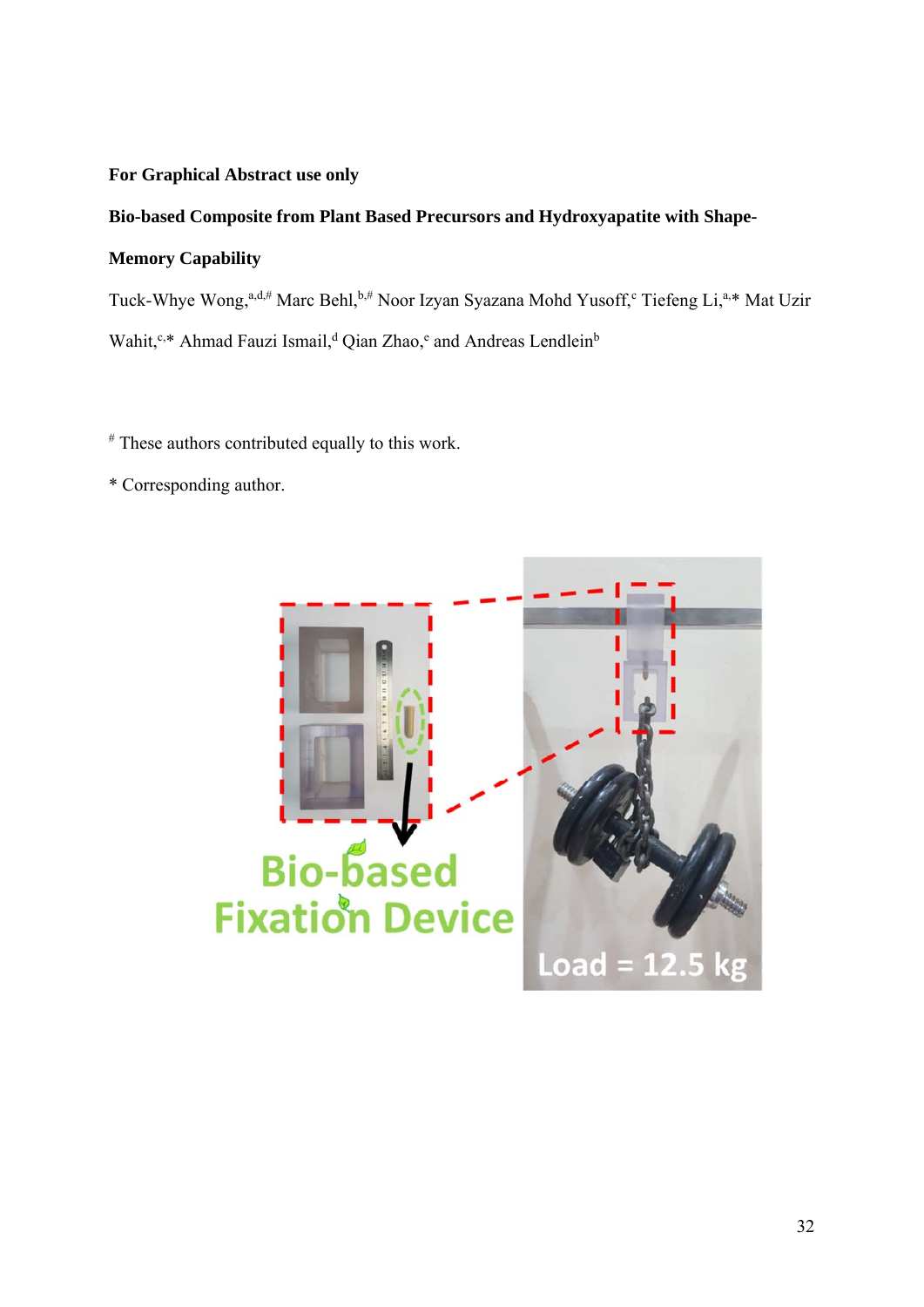**For Graphical Abstract use only**

**Bio-based Composite from Plant Based Precursors and Hydroxyapatite with Shape-Memory Capability**

Tuck-Whye Wong,[a,d,#] Marc Behl,[b,#] Noor Izyan Syazana Mohd Yusoff,[c] Tiefeng Li,[a,*] Mat Uzir Wahit,[c,*] Ahmad Fauzi Ismail,[d] Qian Zhao,[e] and Andreas Lendlein[b]

[#] These authors contributed equally to this work.

* Corresponding author.

Bio-based Fixation Device

Load = 12.5 kg